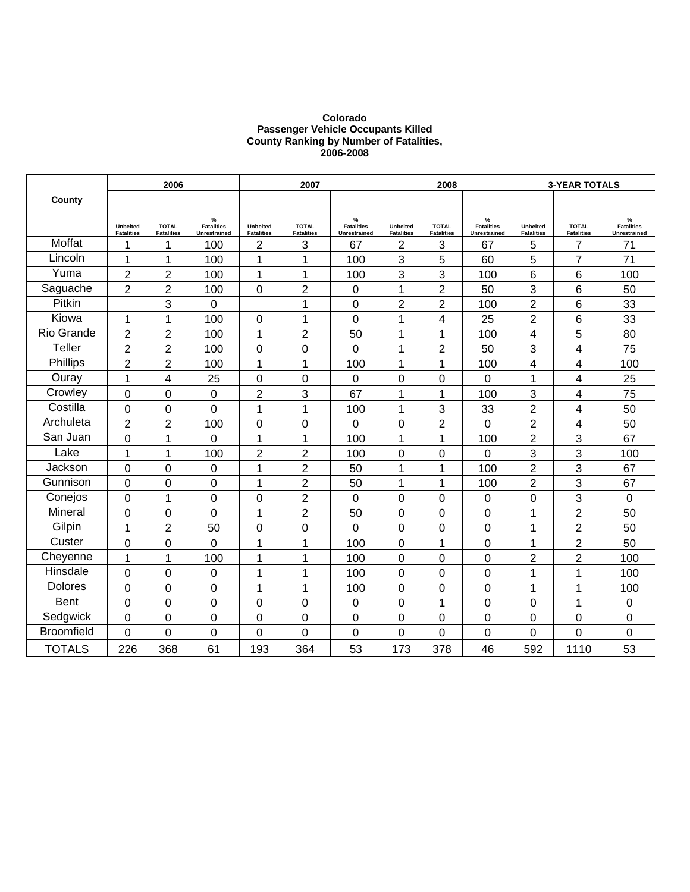**Colorado**
**Passenger Vehicle Occupants Killed**
**County Ranking by Number of Fatalities,**
**2006-2008**

| County | 2006 | | | 2007 | | | 2008 | | | 3-YEAR TOTALS | | |
|---|---|---|---|---|---|---|---|---|---|---|---|---|
| | Unbelted Fatalities | TOTAL Fatalities | % Fatalities Unrestrained | Unbelted Fatalities | TOTAL Fatalities | % Fatalities Unrestrained | Unbelted Fatalities | TOTAL Fatalities | % Fatalities Unrestrained | Unbelted Fatalities | TOTAL Fatalities | % Fatalities Unrestrained |
| Moffat | 1 | 1 | 100 | 2 | 3 | 67 | 2 | 3 | 67 | 5 | 7 | 71 |
| Lincoln | 1 | 1 | 100 | 1 | 1 | 100 | 3 | 5 | 60 | 5 | 7 | 71 |
| Yuma | 2 | 2 | 100 | 1 | 1 | 100 | 3 | 3 | 100 | 6 | 6 | 100 |
| Saguache | 2 | 2 | 100 | 0 | 2 | 0 | 1 | 2 | 50 | 3 | 6 | 50 |
| Pitkin | | 3 | 0 | | 1 | 0 | 2 | 2 | 100 | 2 | 6 | 33 |
| Kiowa | 1 | 1 | 100 | 0 | 1 | 0 | 1 | 4 | 25 | 2 | 6 | 33 |
| Rio Grande | 2 | 2 | 100 | 1 | 2 | 50 | 1 | 1 | 100 | 4 | 5 | 80 |
| Teller | 2 | 2 | 100 | 0 | 0 | 0 | 1 | 2 | 50 | 3 | 4 | 75 |
| Phillips | 2 | 2 | 100 | 1 | 1 | 100 | 1 | 1 | 100 | 4 | 4 | 100 |
| Ouray | 1 | 4 | 25 | 0 | 0 | 0 | 0 | 0 | 0 | 1 | 4 | 25 |
| Crowley | 0 | 0 | 0 | 2 | 3 | 67 | 1 | 1 | 100 | 3 | 4 | 75 |
| Costilla | 0 | 0 | 0 | 1 | 1 | 100 | 1 | 3 | 33 | 2 | 4 | 50 |
| Archuleta | 2 | 2 | 100 | 0 | 0 | 0 | 0 | 2 | 0 | 2 | 4 | 50 |
| San Juan | 0 | 1 | 0 | 1 | 1 | 100 | 1 | 1 | 100 | 2 | 3 | 67 |
| Lake | 1 | 1 | 100 | 2 | 2 | 100 | 0 | 0 | 0 | 3 | 3 | 100 |
| Jackson | 0 | 0 | 0 | 1 | 2 | 50 | 1 | 1 | 100 | 2 | 3 | 67 |
| Gunnison | 0 | 0 | 0 | 1 | 2 | 50 | 1 | 1 | 100 | 2 | 3 | 67 |
| Conejos | 0 | 1 | 0 | 0 | 2 | 0 | 0 | 0 | 0 | 0 | 3 | 0 |
| Mineral | 0 | 0 | 0 | 1 | 2 | 50 | 0 | 0 | 0 | 1 | 2 | 50 |
| Gilpin | 1 | 2 | 50 | 0 | 0 | 0 | 0 | 0 | 0 | 1 | 2 | 50 |
| Custer | 0 | 0 | 0 | 1 | 1 | 100 | 0 | 1 | 0 | 1 | 2 | 50 |
| Cheyenne | 1 | 1 | 100 | 1 | 1 | 100 | 0 | 0 | 0 | 2 | 2 | 100 |
| Hinsdale | 0 | 0 | 0 | 1 | 1 | 100 | 0 | 0 | 0 | 1 | 1 | 100 |
| Dolores | 0 | 0 | 0 | 1 | 1 | 100 | 0 | 0 | 0 | 1 | 1 | 100 |
| Bent | 0 | 0 | 0 | 0 | 0 | 0 | 0 | 1 | 0 | 0 | 1 | 0 |
| Sedgwick | 0 | 0 | 0 | 0 | 0 | 0 | 0 | 0 | 0 | 0 | 0 | 0 |
| Broomfield | 0 | 0 | 0 | 0 | 0 | 0 | 0 | 0 | 0 | 0 | 0 | 0 |
| TOTALS | 226 | 368 | 61 | 193 | 364 | 53 | 173 | 378 | 46 | 592 | 1110 | 53 |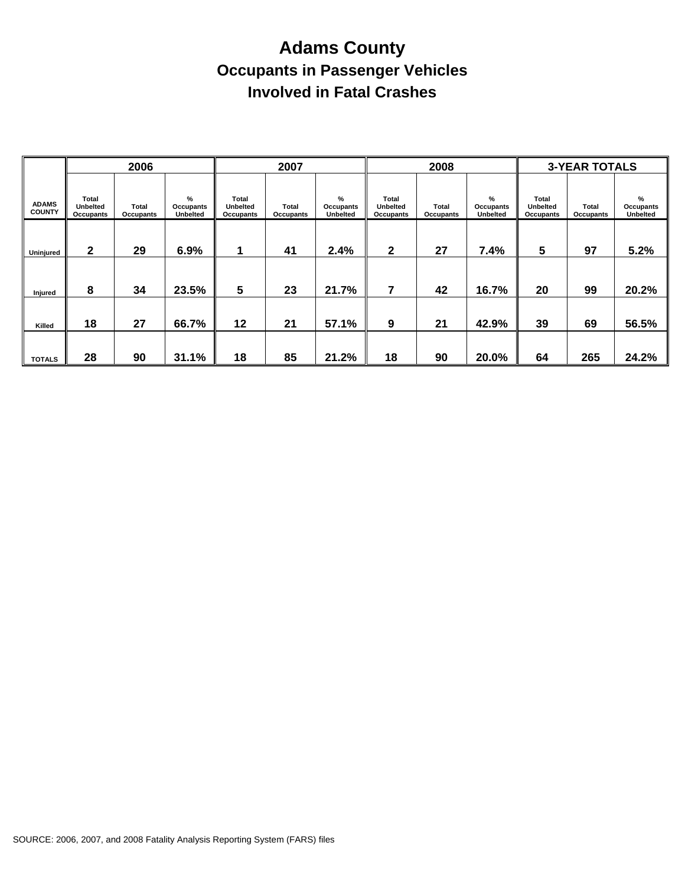# Adams County

## Occupants in Passenger Vehicles

## Involved in Fatal Crashes

| ADAMS COUNTY | 2006 | | | 2007 | | | 2008 | | | 3-YEAR TOTALS | | |
|---|---|---|---|---|---|---|---|---|---|---|---|---|
| | Total Unbelted Occupants | Total Occupants | % Occupants Unbelted | Total Unbelted Occupants | Total Occupants | % Occupants Unbelted | Total Unbelted Occupants | Total Occupants | % Occupants Unbelted | Total Unbelted Occupants | Total Occupants | % Occupants Unbelted |
| Uninjured | 2 | 29 | 6.9% | 1 | 41 | 2.4% | 2 | 27 | 7.4% | 5 | 97 | 5.2% |
| Injured | 8 | 34 | 23.5% | 5 | 23 | 21.7% | 7 | 42 | 16.7% | 20 | 99 | 20.2% |
| Killed | 18 | 27 | 66.7% | 12 | 21 | 57.1% | 9 | 21 | 42.9% | 39 | 69 | 56.5% |
| TOTALS | 28 | 90 | 31.1% | 18 | 85 | 21.2% | 18 | 90 | 20.0% | 64 | 265 | 24.2% |

SOURCE: 2006, 2007, and 2008 Fatality Analysis Reporting System (FARS) files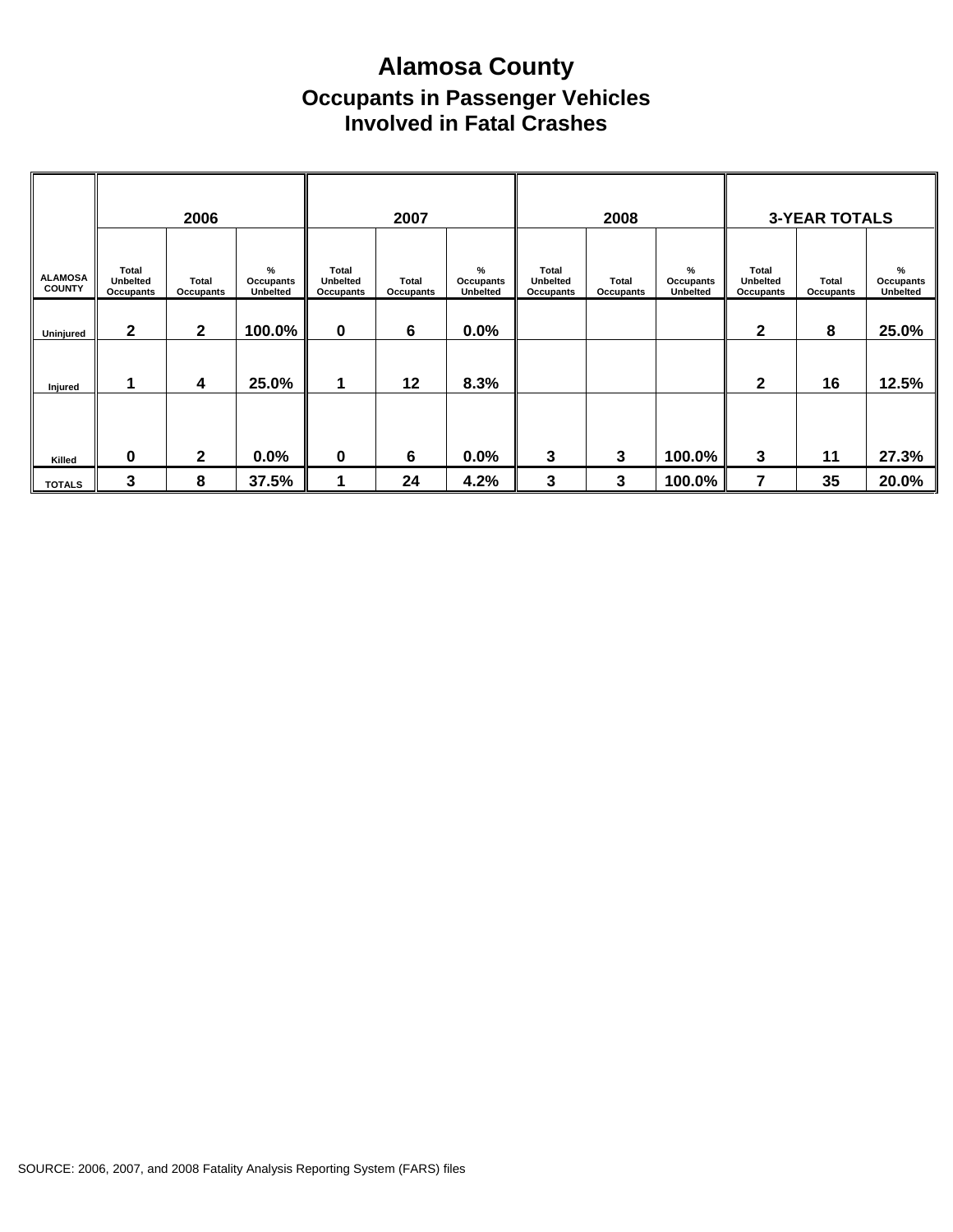# Alamosa County

## Occupants in Passenger Vehicles Involved in Fatal Crashes

| ALAMOSA COUNTY | 2006 | | | 2007 | | | 2008 | | | 3-YEAR TOTALS | | |
|---|---|---|---|---|---|---|---|---|---|---|---|---|
| | Total Unbelted Occupants | Total Occupants | % Occupants Unbelted | Total Unbelted Occupants | Total Occupants | % Occupants Unbelted | Total Unbelted Occupants | Total Occupants | % Occupants Unbelted | Total Unbelted Occupants | Total Occupants | % Occupants Unbelted |
| Uninjured | 2 | 2 | 100.0% | 0 | 6 | 0.0% | | | | 2 | 8 | 25.0% |
| Injured | 1 | 4 | 25.0% | 1 | 12 | 8.3% | | | | 2 | 16 | 12.5% |
| Killed | 0 | 2 | 0.0% | 0 | 6 | 0.0% | 3 | 3 | 100.0% | 3 | 11 | 27.3% |
| TOTALS | 3 | 8 | 37.5% | 1 | 24 | 4.2% | 3 | 3 | 100.0% | 7 | 35 | 20.0% |

SOURCE: 2006, 2007, and 2008 Fatality Analysis Reporting System (FARS) files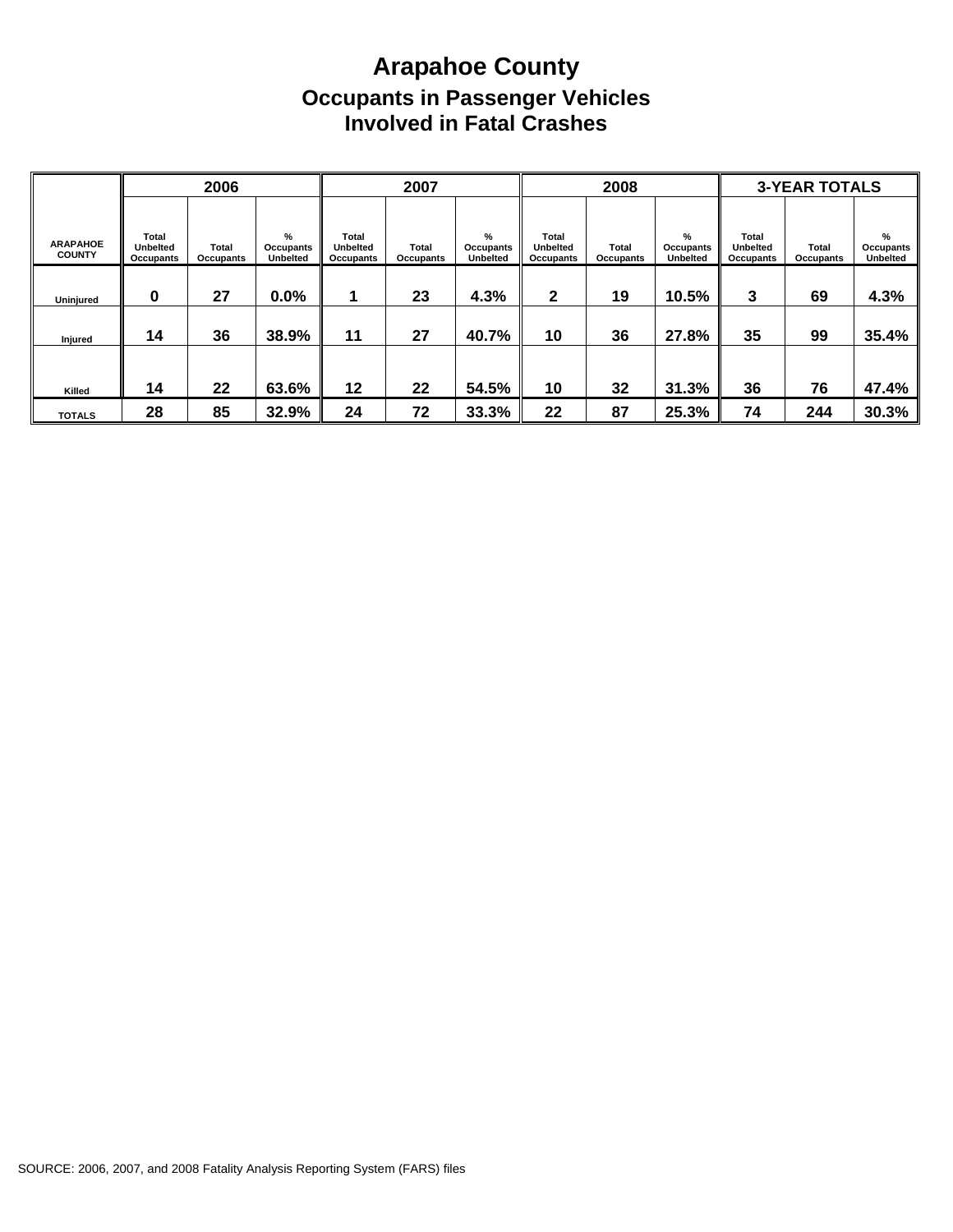# Arapahoe County

## Occupants in Passenger Vehicles Involved in Fatal Crashes

| ARAPAHOE COUNTY | 2006 | | | 2007 | | | 2008 | | | 3-YEAR TOTALS | | |
|---|---|---|---|---|---|---|---|---|---|---|---|---|
| | Total Unbelted Occupants | Total Occupants | % Occupants Unbelted | Total Unbelted Occupants | Total Occupants | % Occupants Unbelted | Total Unbelted Occupants | Total Occupants | % Occupants Unbelted | Total Unbelted Occupants | Total Occupants | % Occupants Unbelted |
| Uninjured | 0 | 27 | 0.0% | 1 | 23 | 4.3% | 2 | 19 | 10.5% | 3 | 69 | 4.3% |
| Injured | 14 | 36 | 38.9% | 11 | 27 | 40.7% | 10 | 36 | 27.8% | 35 | 99 | 35.4% |
| Killed | 14 | 22 | 63.6% | 12 | 22 | 54.5% | 10 | 32 | 31.3% | 36 | 76 | 47.4% |
| TOTALS | 28 | 85 | 32.9% | 24 | 72 | 33.3% | 22 | 87 | 25.3% | 74 | 244 | 30.3% |

SOURCE: 2006, 2007, and 2008 Fatality Analysis Reporting System (FARS) files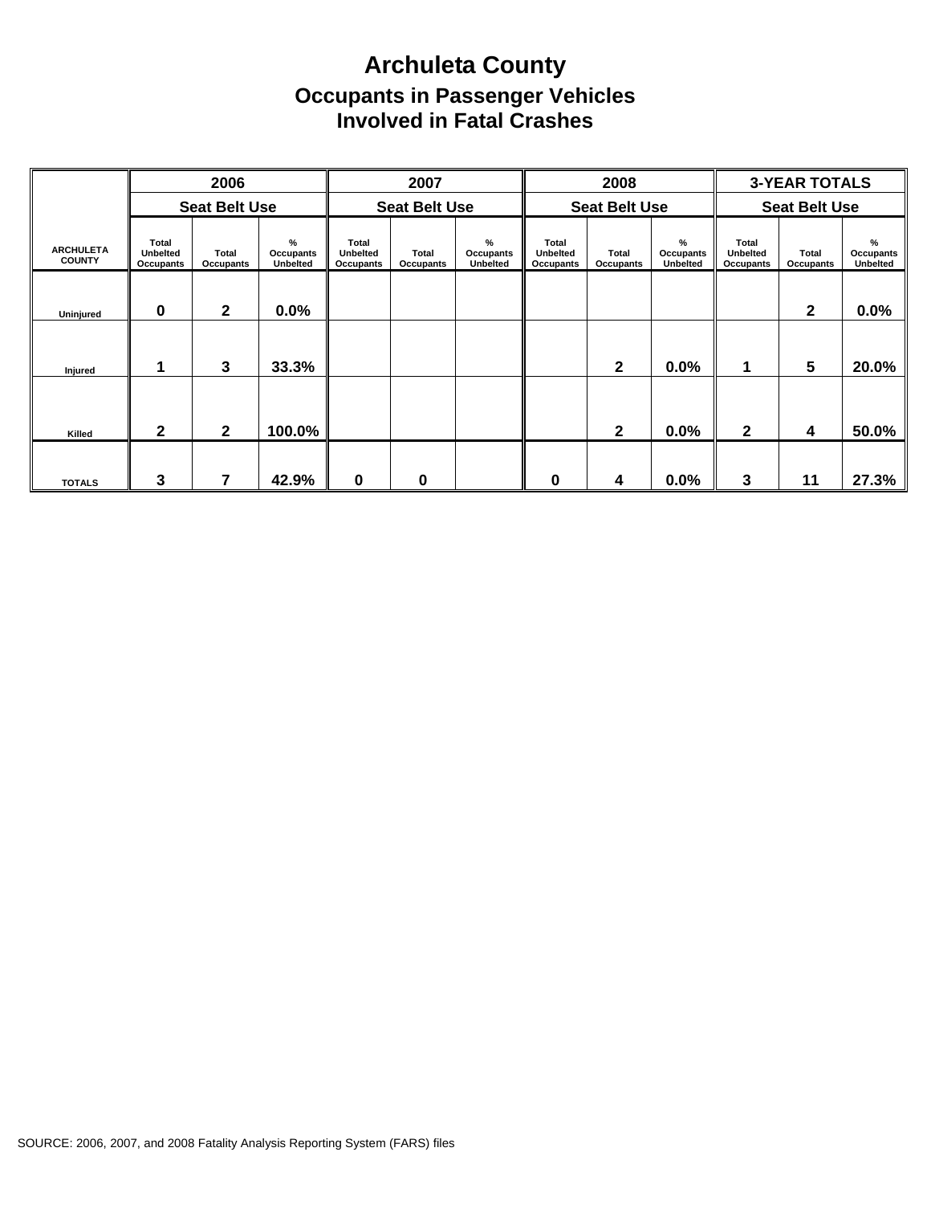# Archuleta County

## Occupants in Passenger Vehicles Involved in Fatal Crashes

| | 2006 | | | 2007 | | | 2008 | | | 3-YEAR TOTALS | | |
|---|---|---|---|---|---|---|---|---|---|---|---|---|
| | Seat Belt Use | | | Seat Belt Use | | | Seat Belt Use | | | Seat Belt Use | | |
| ARCHULETA COUNTY | Total Unbelted Occupants | Total Occupants | % Occupants Unbelted | Total Unbelted Occupants | Total Occupants | % Occupants Unbelted | Total Unbelted Occupants | Total Occupants | % Occupants Unbelted | Total Unbelted Occupants | Total Occupants | % Occupants Unbelted |
| Uninjured | 0 | 2 | 0.0% | | | | | | | | 2 | 0.0% |
| Injured | 1 | 3 | 33.3% | | | | | 2 | 0.0% | 1 | 5 | 20.0% |
| Killed | 2 | 2 | 100.0% | | | | | 2 | 0.0% | 2 | 4 | 50.0% |
| TOTALS | 3 | 7 | 42.9% | 0 | 0 | | 0 | 4 | 0.0% | 3 | 11 | 27.3% |

SOURCE: 2006, 2007, and 2008 Fatality Analysis Reporting System (FARS) files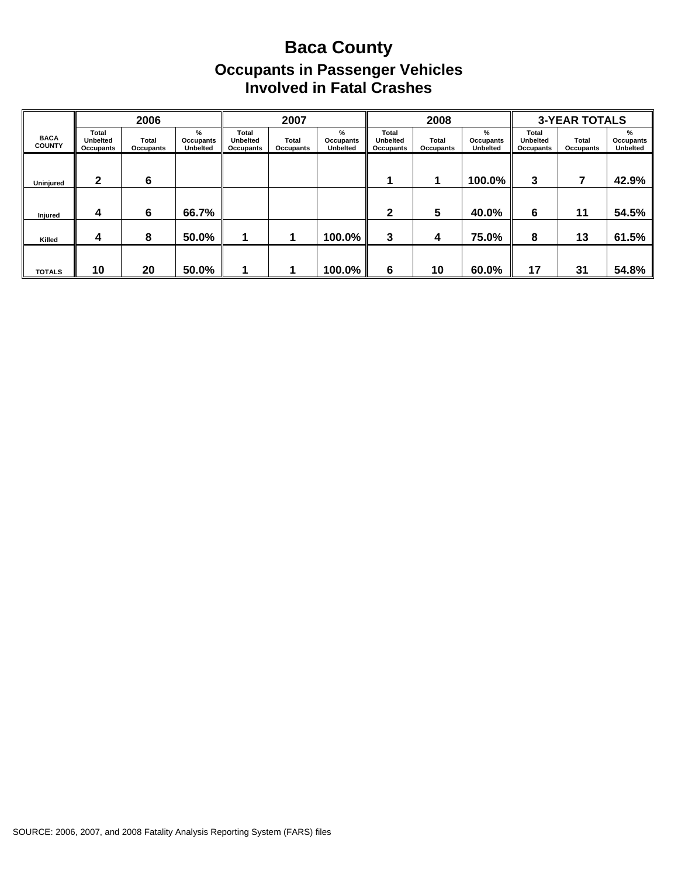# Baca County

## Occupants in Passenger Vehicles Involved in Fatal Crashes

| BACA COUNTY | 2006 | | | 2007 | | | 2008 | | | 3-YEAR TOTALS | | |
|---|---|---|---|---|---|---|---|---|---|---|---|---|
| | Total Unbelted Occupants | Total Occupants | % Occupants Unbelted | Total Unbelted Occupants | Total Occupants | % Occupants Unbelted | Total Unbelted Occupants | Total Occupants | % Occupants Unbelted | Total Unbelted Occupants | Total Occupants | % Occupants Unbelted |
| Uninjured | 2 | 6 | | | | | 1 | 1 | 100.0% | 3 | 7 | 42.9% |
| Injured | 4 | 6 | 66.7% | | | | 2 | 5 | 40.0% | 6 | 11 | 54.5% |
| Killed | 4 | 8 | 50.0% | 1 | 1 | 100.0% | 3 | 4 | 75.0% | 8 | 13 | 61.5% |
| TOTALS | 10 | 20 | 50.0% | 1 | 1 | 100.0% | 6 | 10 | 60.0% | 17 | 31 | 54.8% |

SOURCE: 2006, 2007, and 2008 Fatality Analysis Reporting System (FARS) files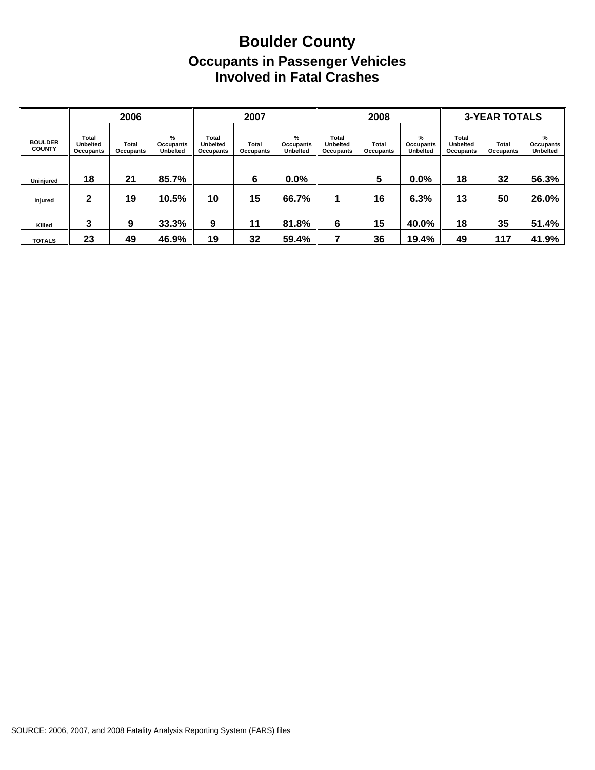# Boulder County

## Occupants in Passenger Vehicles Involved in Fatal Crashes

| BOULDER COUNTY | 2006 | | | 2007 | | | 2008 | | | 3-YEAR TOTALS | | |
|---|---|---|---|---|---|---|---|---|---|---|---|---|
| | Total Unbelted Occupants | Total Occupants | % Occupants Unbelted | Total Unbelted Occupants | Total Occupants | % Occupants Unbelted | Total Unbelted Occupants | Total Occupants | % Occupants Unbelted | Total Unbelted Occupants | Total Occupants | % Occupants Unbelted |
| Uninjured | 18 | 21 | 85.7% | | 6 | 0.0% | | 5 | 0.0% | 18 | 32 | 56.3% |
| Injured | 2 | 19 | 10.5% | 10 | 15 | 66.7% | 1 | 16 | 6.3% | 13 | 50 | 26.0% |
| Killed | 3 | 9 | 33.3% | 9 | 11 | 81.8% | 6 | 15 | 40.0% | 18 | 35 | 51.4% |
| TOTALS | 23 | 49 | 46.9% | 19 | 32 | 59.4% | 7 | 36 | 19.4% | 49 | 117 | 41.9% |

SOURCE: 2006, 2007, and 2008 Fatality Analysis Reporting System (FARS) files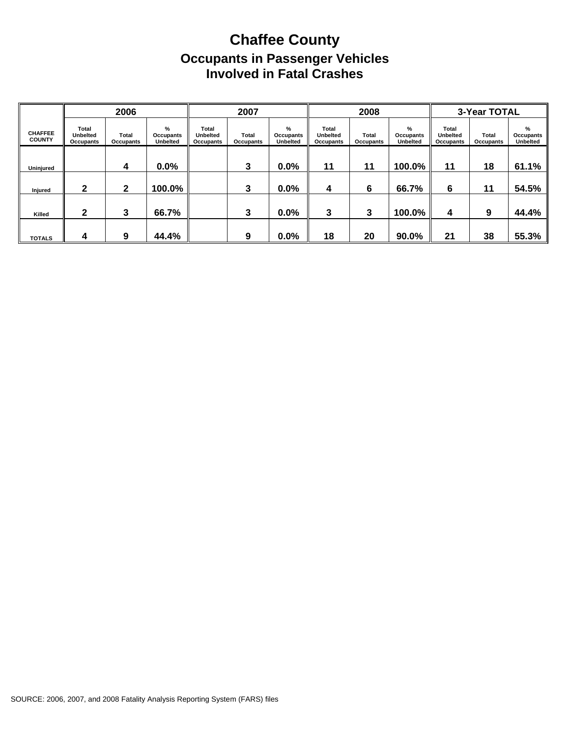# Chaffee County

## Occupants in Passenger Vehicles Involved in Fatal Crashes

| CHAFFEE COUNTY | 2006 | | | 2007 | | | 2008 | | | 3-Year TOTAL | | |
|---|---|---|---|---|---|---|---|---|---|---|---|---|
| | Total Unbelted Occupants | Total Occupants | % Occupants Unbelted | Total Unbelted Occupants | Total Occupants | % Occupants Unbelted | Total Unbelted Occupants | Total Occupants | % Occupants Unbelted | Total Unbelted Occupants | Total Occupants | % Occupants Unbelted |
| Uninjured | | 4 | 0.0% | | 3 | 0.0% | 11 | 11 | 100.0% | 11 | 18 | 61.1% |
| Injured | 2 | 2 | 100.0% | | 3 | 0.0% | 4 | 6 | 66.7% | 6 | 11 | 54.5% |
| Killed | 2 | 3 | 66.7% | | 3 | 0.0% | 3 | 3 | 100.0% | 4 | 9 | 44.4% |
| TOTALS | 4 | 9 | 44.4% | | 9 | 0.0% | 18 | 20 | 90.0% | 21 | 38 | 55.3% |

SOURCE: 2006, 2007, and 2008 Fatality Analysis Reporting System (FARS) files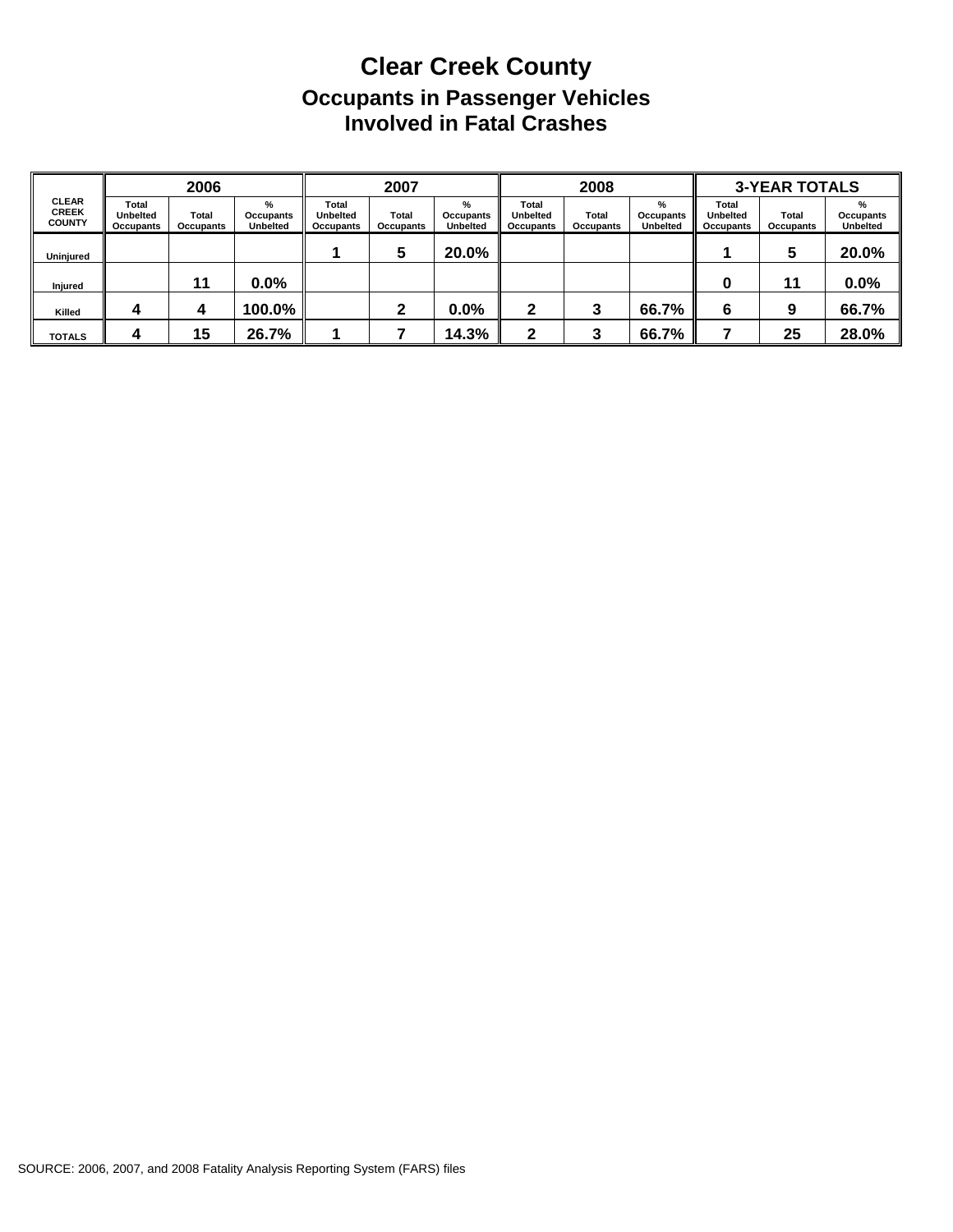# Clear Creek County

## Occupants in Passenger Vehicles Involved in Fatal Crashes

| CLEAR CREEK COUNTY | 2006 | | | 2007 | | | 2008 | | | 3-YEAR TOTALS | | |
|---|---|---|---|---|---|---|---|---|---|---|---|---|
| | Total Unbelted Occupants | Total Occupants | % Occupants Unbelted | Total Unbelted Occupants | Total Occupants | % Occupants Unbelted | Total Unbelted Occupants | Total Occupants | % Occupants Unbelted | Total Unbelted Occupants | Total Occupants | % Occupants Unbelted |
| Uninjured | | | | 1 | 5 | 20.0% | | | | 1 | 5 | 20.0% |
| Injured | | 11 | 0.0% | | | | | | | 0 | 11 | 0.0% |
| Killed | 4 | 4 | 100.0% | | 2 | 0.0% | 2 | 3 | 66.7% | 6 | 9 | 66.7% |
| TOTALS | 4 | 15 | 26.7% | 1 | 7 | 14.3% | 2 | 3 | 66.7% | 7 | 25 | 28.0% |

SOURCE: 2006, 2007, and 2008 Fatality Analysis Reporting System (FARS) files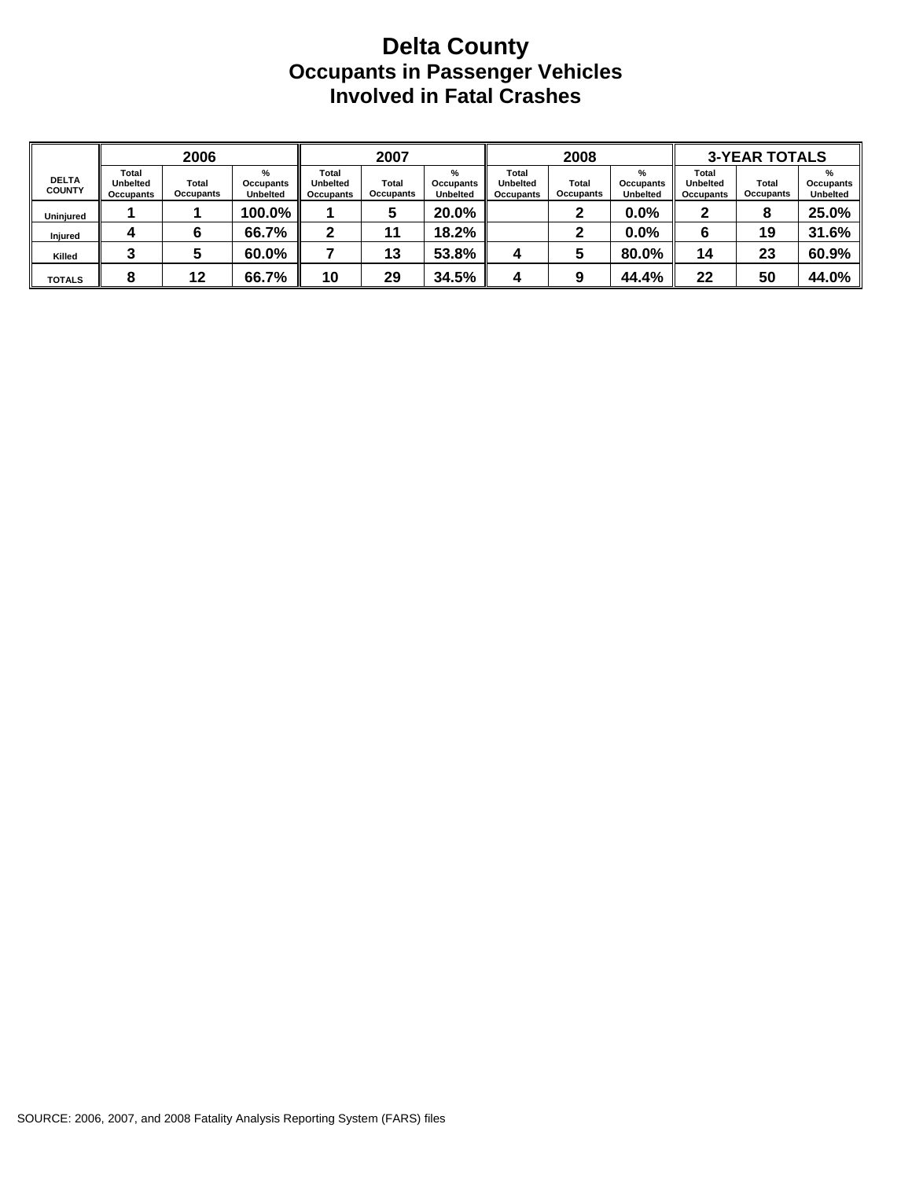# Delta County
## Occupants in Passenger Vehicles
## Involved in Fatal Crashes

| DELTA COUNTY | 2006 | | | 2007 | | | 2008 | | | 3-YEAR TOTALS | | |
|---|---|---|---|---|---|---|---|---|---|---|---|---|
| | Total Unbelted Occupants | Total Occupants | % Occupants Unbelted | Total Unbelted Occupants | Total Occupants | % Occupants Unbelted | Total Unbelted Occupants | Total Occupants | % Occupants Unbelted | Total Unbelted Occupants | Total Occupants | % Occupants Unbelted |
| Uninjured | 1 | 1 | 100.0% | 1 | 5 | 20.0% | | 2 | 0.0% | 2 | 8 | 25.0% |
| Injured | 4 | 6 | 66.7% | 2 | 11 | 18.2% | | 2 | 0.0% | 6 | 19 | 31.6% |
| Killed | 3 | 5 | 60.0% | 7 | 13 | 53.8% | 4 | 5 | 80.0% | 14 | 23 | 60.9% |
| TOTALS | 8 | 12 | 66.7% | 10 | 29 | 34.5% | 4 | 9 | 44.4% | 22 | 50 | 44.0% |

SOURCE: 2006, 2007, and 2008 Fatality Analysis Reporting System (FARS) files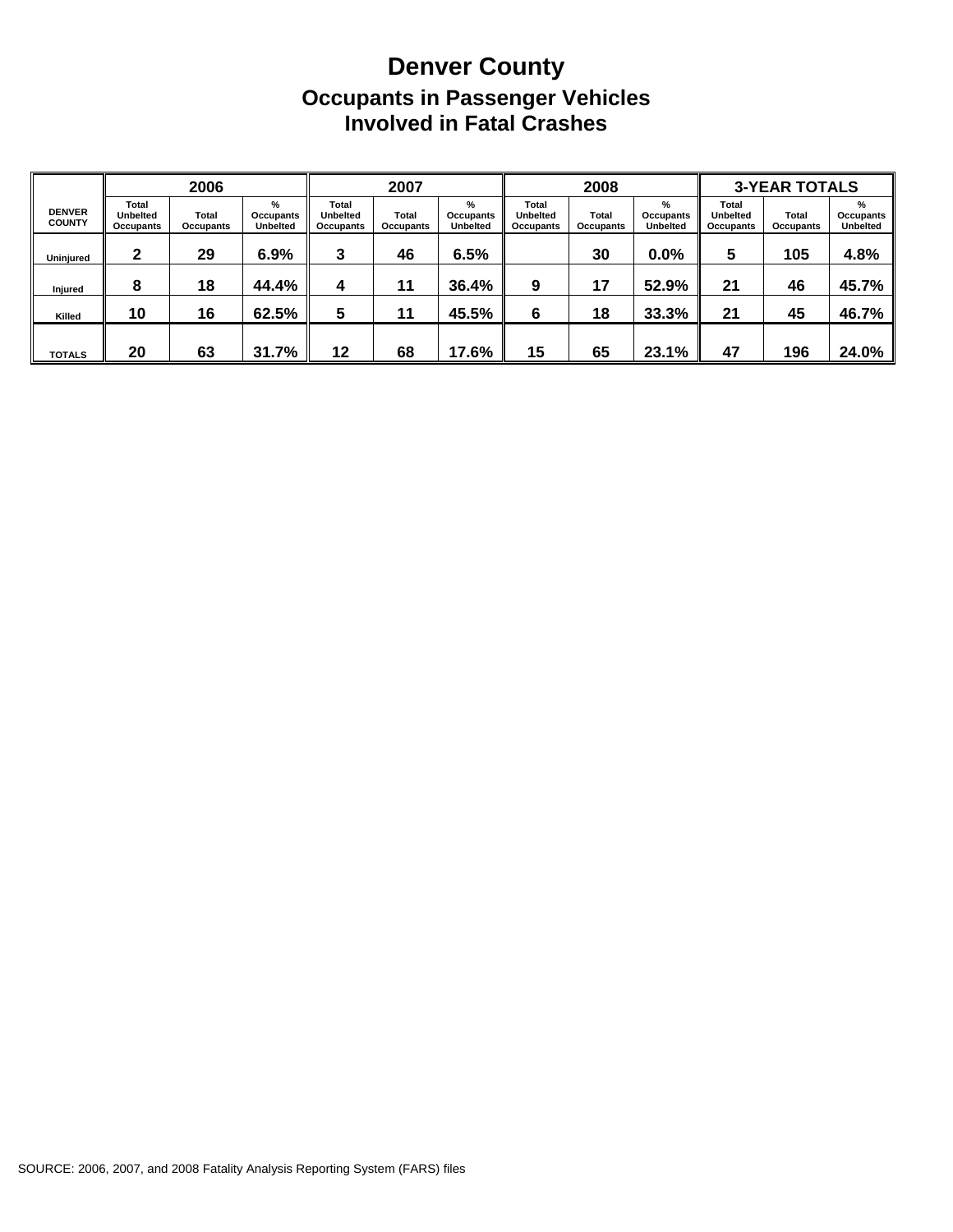# Denver County

## Occupants in Passenger Vehicles Involved in Fatal Crashes

| DENVER COUNTY | 2006 | | | 2007 | | | 2008 | | | 3-YEAR TOTALS | | |
|---|---|---|---|---|---|---|---|---|---|---|---|---|
| | Total Unbelted Occupants | Total Occupants | % Occupants Unbelted | Total Unbelted Occupants | Total Occupants | % Occupants Unbelted | Total Unbelted Occupants | Total Occupants | % Occupants Unbelted | Total Unbelted Occupants | Total Occupants | % Occupants Unbelted |
| Uninjured | 2 | 29 | 6.9% | 3 | 46 | 6.5% | | 30 | 0.0% | 5 | 105 | 4.8% |
| Injured | 8 | 18 | 44.4% | 4 | 11 | 36.4% | 9 | 17 | 52.9% | 21 | 46 | 45.7% |
| Killed | 10 | 16 | 62.5% | 5 | 11 | 45.5% | 6 | 18 | 33.3% | 21 | 45 | 46.7% |
| TOTALS | 20 | 63 | 31.7% | 12 | 68 | 17.6% | 15 | 65 | 23.1% | 47 | 196 | 24.0% |

SOURCE: 2006, 2007, and 2008 Fatality Analysis Reporting System (FARS) files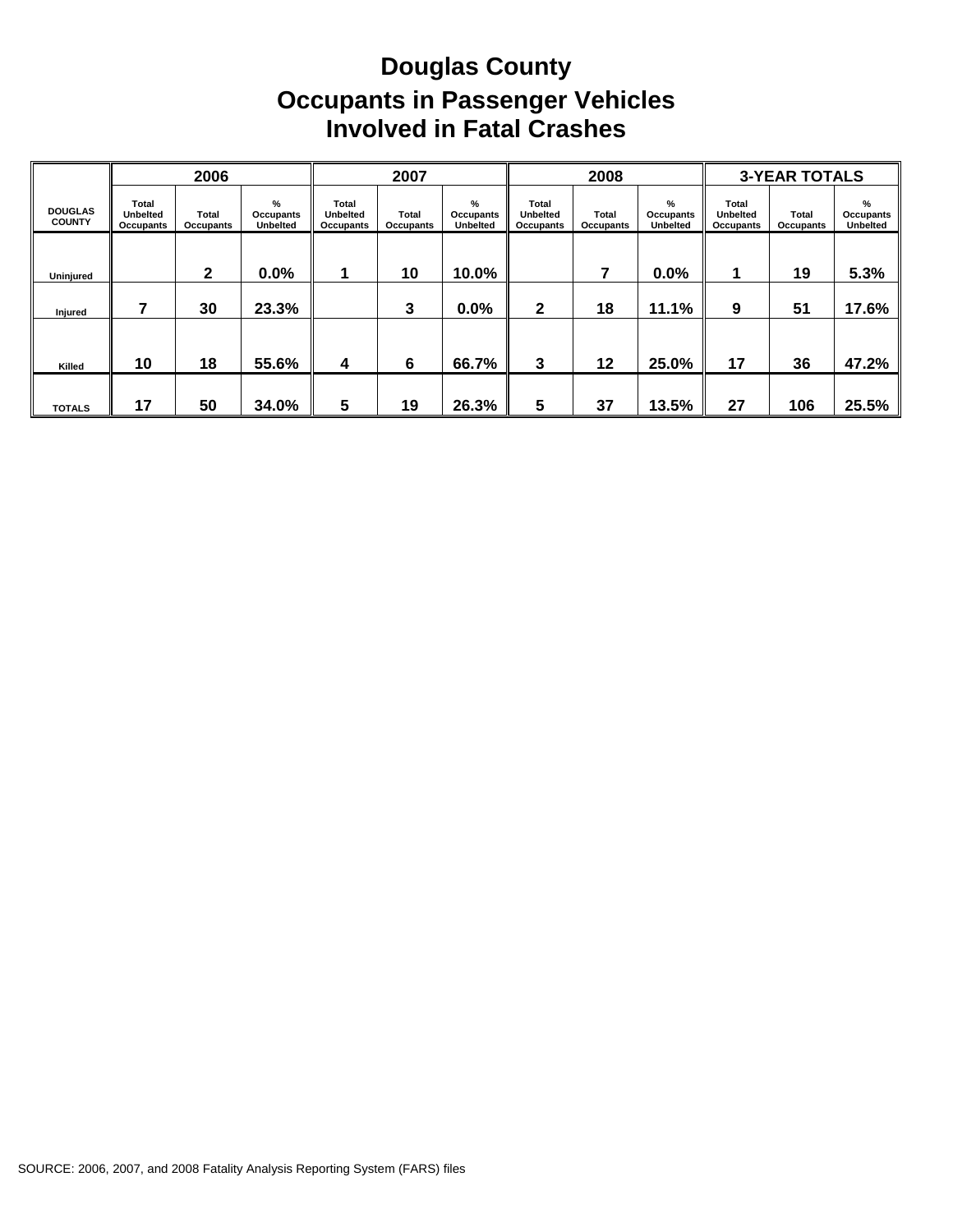# Douglas County

## Occupants in Passenger Vehicles Involved in Fatal Crashes

| | 2006 | | | 2007 | | | 2008 | | | 3-YEAR TOTALS | | |
|---|---|---|---|---|---|---|---|---|---|---|---|---|
| DOUGLAS COUNTY | Total Unbelted Occupants | Total Occupants | % Occupants Unbelted | Total Unbelted Occupants | Total Occupants | % Occupants Unbelted | Total Unbelted Occupants | Total Occupants | % Occupants Unbelted | Total Unbelted Occupants | Total Occupants | % Occupants Unbelted |
| Uninjured | | 2 | 0.0% | 1 | 10 | 10.0% | | 7 | 0.0% | 1 | 19 | 5.3% |
| Injured | 7 | 30 | 23.3% | | 3 | 0.0% | 2 | 18 | 11.1% | 9 | 51 | 17.6% |
| Killed | 10 | 18 | 55.6% | 4 | 6 | 66.7% | 3 | 12 | 25.0% | 17 | 36 | 47.2% |
| TOTALS | 17 | 50 | 34.0% | 5 | 19 | 26.3% | 5 | 37 | 13.5% | 27 | 106 | 25.5% |

SOURCE: 2006, 2007, and 2008 Fatality Analysis Reporting System (FARS) files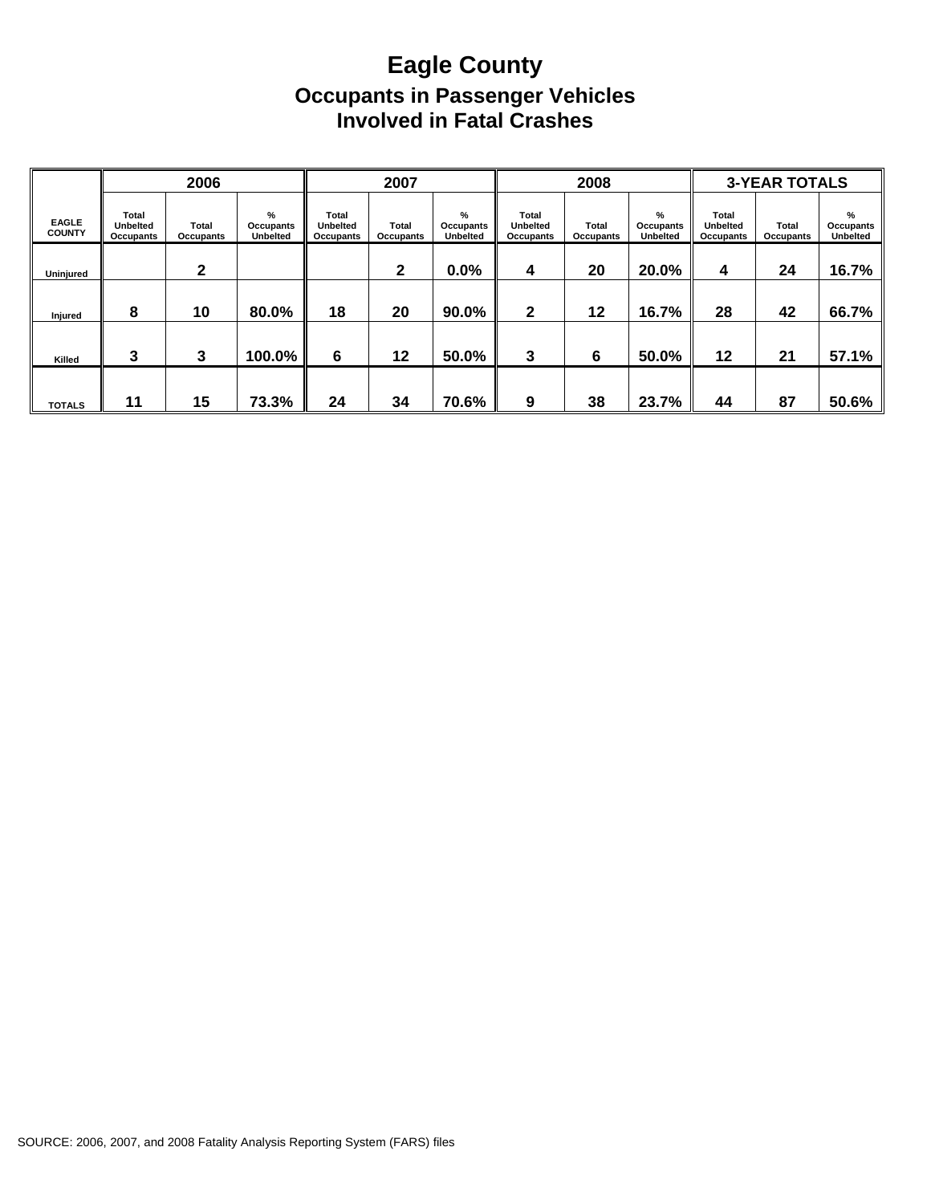# Eagle County

## Occupants in Passenger Vehicles Involved in Fatal Crashes

| EAGLE COUNTY | 2006 | | | 2007 | | | 2008 | | | 3-YEAR TOTALS | | |
|---|---|---|---|---|---|---|---|---|---|---|---|---|
| | Total Unbelted Occupants | Total Occupants | % Occupants Unbelted | Total Unbelted Occupants | Total Occupants | % Occupants Unbelted | Total Unbelted Occupants | Total Occupants | % Occupants Unbelted | Total Unbelted Occupants | Total Occupants | % Occupants Unbelted |
| Uninjured | | 2 | | | 2 | 0.0% | 4 | 20 | 20.0% | 4 | 24 | 16.7% |
| Injured | 8 | 10 | 80.0% | 18 | 20 | 90.0% | 2 | 12 | 16.7% | 28 | 42 | 66.7% |
| Killed | 3 | 3 | 100.0% | 6 | 12 | 50.0% | 3 | 6 | 50.0% | 12 | 21 | 57.1% |
| TOTALS | 11 | 15 | 73.3% | 24 | 34 | 70.6% | 9 | 38 | 23.7% | 44 | 87 | 50.6% |

SOURCE: 2006, 2007, and 2008 Fatality Analysis Reporting System (FARS) files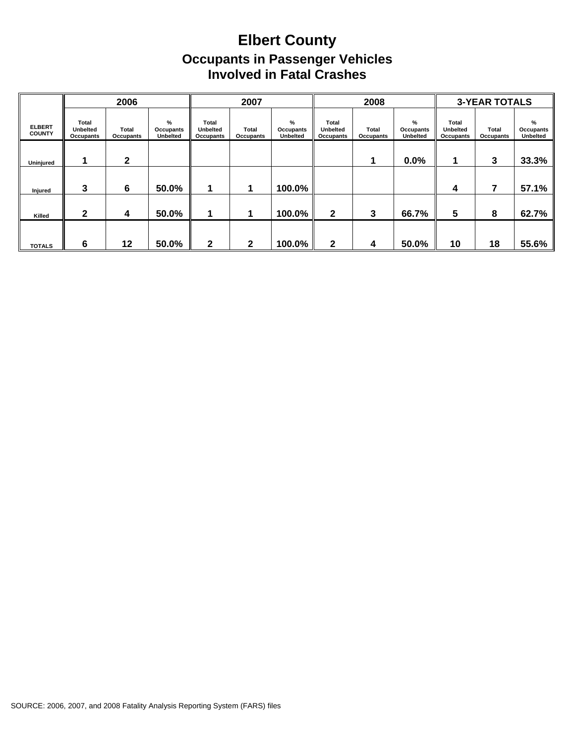# Elbert County

## Occupants in Passenger Vehicles Involved in Fatal Crashes

| ELBERT COUNTY | 2006 | | | 2007 | | | 2008 | | | 3-YEAR TOTALS | | |
|---|---|---|---|---|---|---|---|---|---|---|---|---|
| | Total Unbelted Occupants | Total Occupants | % Occupants Unbelted | Total Unbelted Occupants | Total Occupants | % Occupants Unbelted | Total Unbelted Occupants | Total Occupants | % Occupants Unbelted | Total Unbelted Occupants | Total Occupants | % Occupants Unbelted |
| Uninjured | 1 | 2 | | | | | | 1 | 0.0% | 1 | 3 | 33.3% |
| Injured | 3 | 6 | 50.0% | 1 | 1 | 100.0% | | | | 4 | 7 | 57.1% |
| Killed | 2 | 4 | 50.0% | 1 | 1 | 100.0% | 2 | 3 | 66.7% | 5 | 8 | 62.7% |
| TOTALS | 6 | 12 | 50.0% | 2 | 2 | 100.0% | 2 | 4 | 50.0% | 10 | 18 | 55.6% |

SOURCE: 2006, 2007, and 2008 Fatality Analysis Reporting System (FARS) files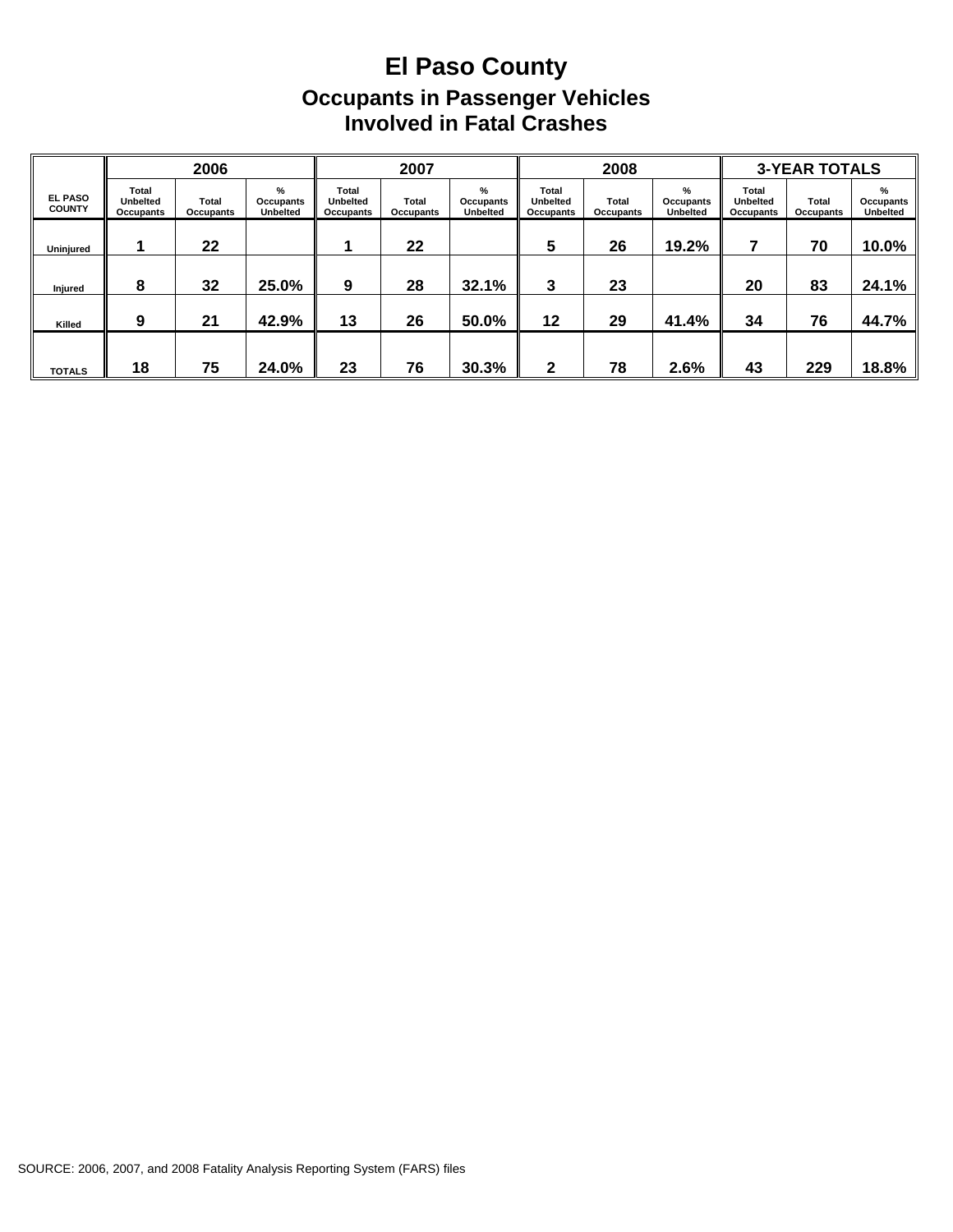# El Paso County

## Occupants in Passenger Vehicles Involved in Fatal Crashes

| EL PASO COUNTY | 2006 | | | 2007 | | | 2008 | | | 3-YEAR TOTALS | | |
|---|---|---|---|---|---|---|---|---|---|---|---|---|
| | Total Unbelted Occupants | Total Occupants | % Occupants Unbelted | Total Unbelted Occupants | Total Occupants | % Occupants Unbelted | Total Unbelted Occupants | Total Occupants | % Occupants Unbelted | Total Unbelted Occupants | Total Occupants | % Occupants Unbelted |
| Uninjured | 1 | 22 | | 1 | 22 | | 5 | 26 | 19.2% | 7 | 70 | 10.0% |
| Injured | 8 | 32 | 25.0% | 9 | 28 | 32.1% | 3 | 23 | | 20 | 83 | 24.1% |
| Killed | 9 | 21 | 42.9% | 13 | 26 | 50.0% | 12 | 29 | 41.4% | 34 | 76 | 44.7% |
| TOTALS | 18 | 75 | 24.0% | 23 | 76 | 30.3% | 2 | 78 | 2.6% | 43 | 229 | 18.8% |

SOURCE: 2006, 2007, and 2008 Fatality Analysis Reporting System (FARS) files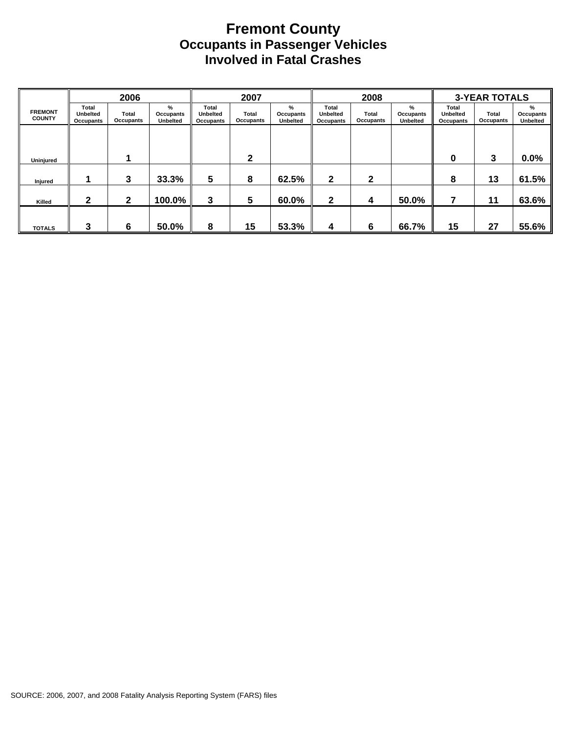# Fremont County
## Occupants in Passenger Vehicles Involved in Fatal Crashes

| FREMONT COUNTY | 2006 | | | 2007 | | | 2008 | | | 3-YEAR TOTALS | | |
|---|---|---|---|---|---|---|---|---|---|---|---|---|
| | Total Unbelted Occupants | Total Occupants | % Occupants Unbelted | Total Unbelted Occupants | Total Occupants | % Occupants Unbelted | Total Unbelted Occupants | Total Occupants | % Occupants Unbelted | Total Unbelted Occupants | Total Occupants | % Occupants Unbelted |
| Uninjured | | 1 | | | 2 | | | | | 0 | 3 | 0.0% |
| Injured | 1 | 3 | 33.3% | 5 | 8 | 62.5% | 2 | 2 | | 8 | 13 | 61.5% |
| Killed | 2 | 2 | 100.0% | 3 | 5 | 60.0% | 2 | 4 | 50.0% | 7 | 11 | 63.6% |
| TOTALS | 3 | 6 | 50.0% | 8 | 15 | 53.3% | 4 | 6 | 66.7% | 15 | 27 | 55.6% |

SOURCE: 2006, 2007, and 2008 Fatality Analysis Reporting System (FARS) files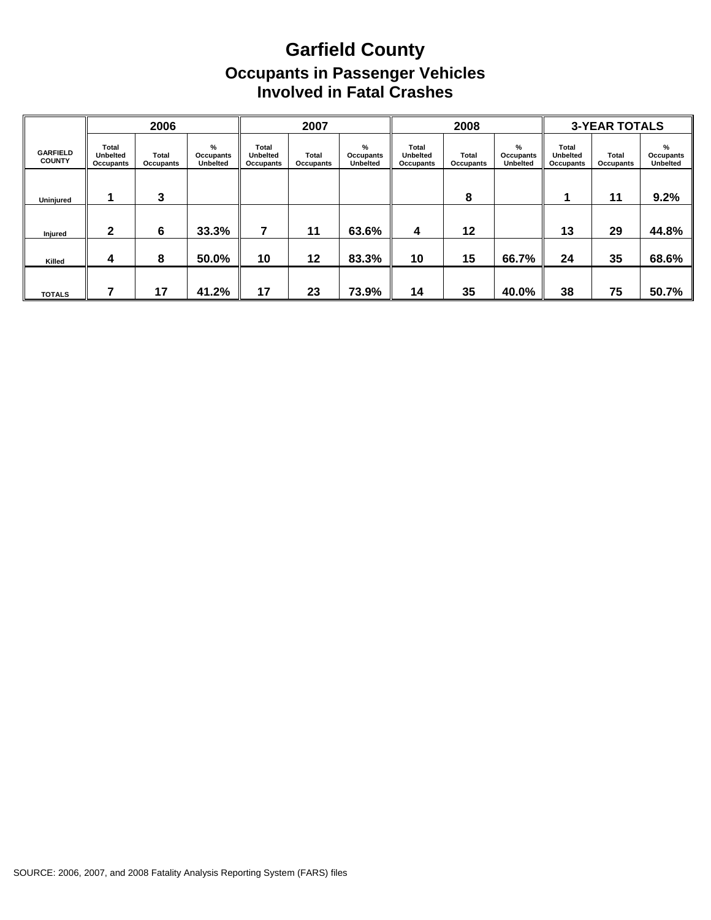# Garfield County

## Occupants in Passenger Vehicles Involved in Fatal Crashes

| GARFIELD COUNTY | 2006 | | | 2007 | | | 2008 | | | 3-YEAR TOTALS | | |
|---|---|---|---|---|---|---|---|---|---|---|---|---|
| | Total Unbelted Occupants | Total Occupants | % Occupants Unbelted | Total Unbelted Occupants | Total Occupants | % Occupants Unbelted | Total Unbelted Occupants | Total Occupants | % Occupants Unbelted | Total Unbelted Occupants | Total Occupants | % Occupants Unbelted |
| Uninjured | 1 | 3 | | | | | | 8 | | 1 | 11 | 9.2% |
| Injured | 2 | 6 | 33.3% | 7 | 11 | 63.6% | 4 | 12 | | 13 | 29 | 44.8% |
| Killed | 4 | 8 | 50.0% | 10 | 12 | 83.3% | 10 | 15 | 66.7% | 24 | 35 | 68.6% |
| TOTALS | 7 | 17 | 41.2% | 17 | 23 | 73.9% | 14 | 35 | 40.0% | 38 | 75 | 50.7% |

SOURCE: 2006, 2007, and 2008 Fatality Analysis Reporting System (FARS) files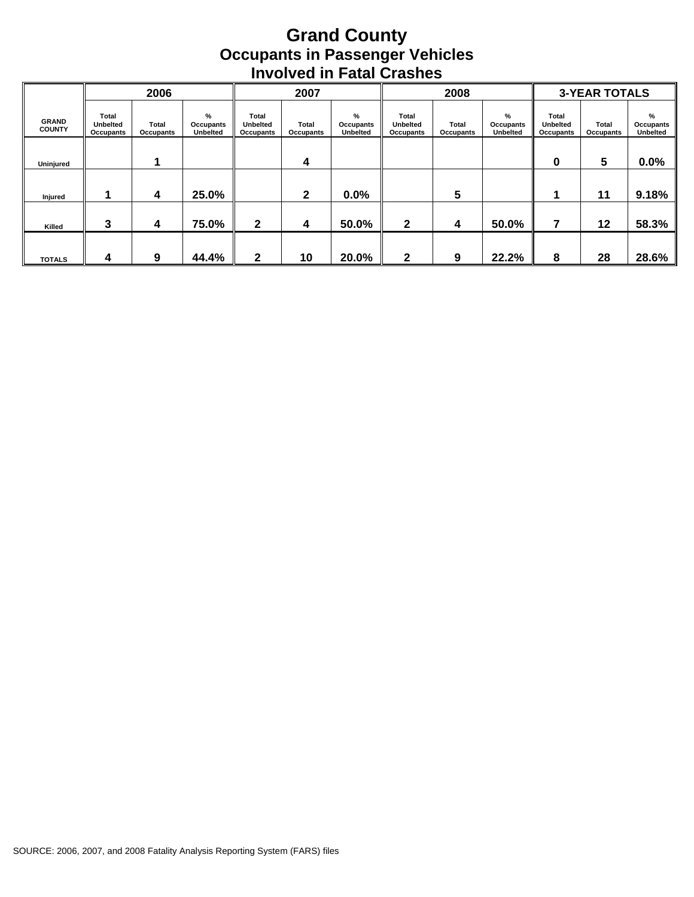# Grand County
## Occupants in Passenger Vehicles Involved in Fatal Crashes

| GRAND COUNTY | 2006 | | | 2007 | | | 2008 | | | 3-YEAR TOTALS | | |
|---|---|---|---|---|---|---|---|---|---|---|---|---|
| | Total Unbelted Occupants | Total Occupants | % Occupants Unbelted | Total Unbelted Occupants | Total Occupants | % Occupants Unbelted | Total Unbelted Occupants | Total Occupants | % Occupants Unbelted | Total Unbelted Occupants | Total Occupants | % Occupants Unbelted |
| Uninjured | | 1 | | | 4 | | | | | 0 | 5 | 0.0% |
| Injured | 1 | 4 | 25.0% | | 2 | 0.0% | | 5 | | 1 | 11 | 9.18% |
| Killed | 3 | 4 | 75.0% | 2 | 4 | 50.0% | 2 | 4 | 50.0% | 7 | 12 | 58.3% |
| TOTALS | 4 | 9 | 44.4% | 2 | 10 | 20.0% | 2 | 9 | 22.2% | 8 | 28 | 28.6% |

SOURCE: 2006, 2007, and 2008 Fatality Analysis Reporting System (FARS) files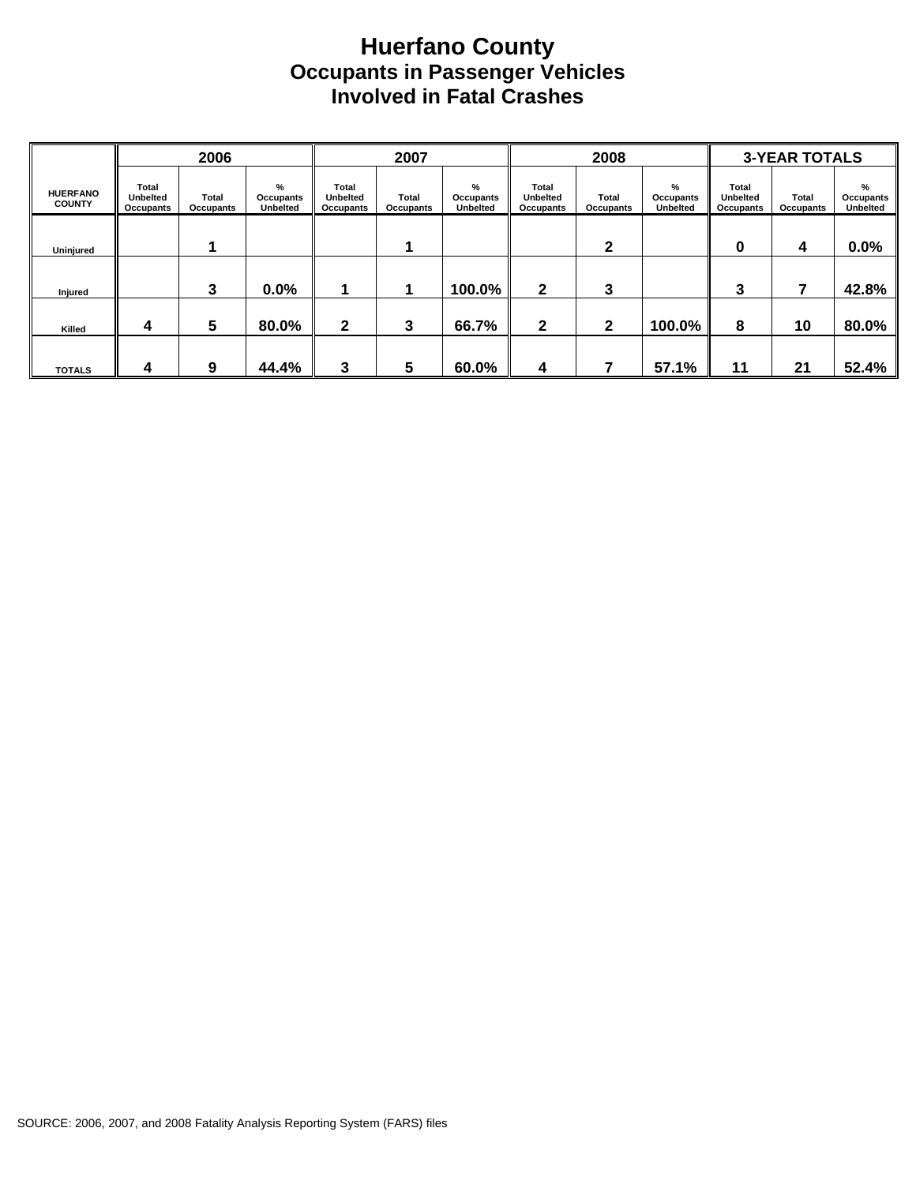# Huerfano County
## Occupants in Passenger Vehicles
## Involved in Fatal Crashes

| HUERFANO COUNTY | 2006 | | | 2007 | | | 2008 | | | 3-YEAR TOTALS | | |
|---|---|---|---|---|---|---|---|---|---|---|---|---|
| | Total Unbelted Occupants | Total Occupants | % Occupants Unbelted | Total Unbelted Occupants | Total Occupants | % Occupants Unbelted | Total Unbelted Occupants | Total Occupants | % Occupants Unbelted | Total Unbelted Occupants | Total Occupants | % Occupants Unbelted |
| Uninjured | | 1 | | | 1 | | | 2 | | 0 | 4 | 0.0% |
| Injured | | 3 | 0.0% | 1 | 1 | 100.0% | 2 | 3 | | 3 | 7 | 42.8% |
| Killed | 4 | 5 | 80.0% | 2 | 3 | 66.7% | 2 | 2 | 100.0% | 8 | 10 | 80.0% |
| TOTALS | 4 | 9 | 44.4% | 3 | 5 | 60.0% | 4 | 7 | 57.1% | 11 | 21 | 52.4% |

SOURCE: 2006, 2007, and 2008 Fatality Analysis Reporting System (FARS) files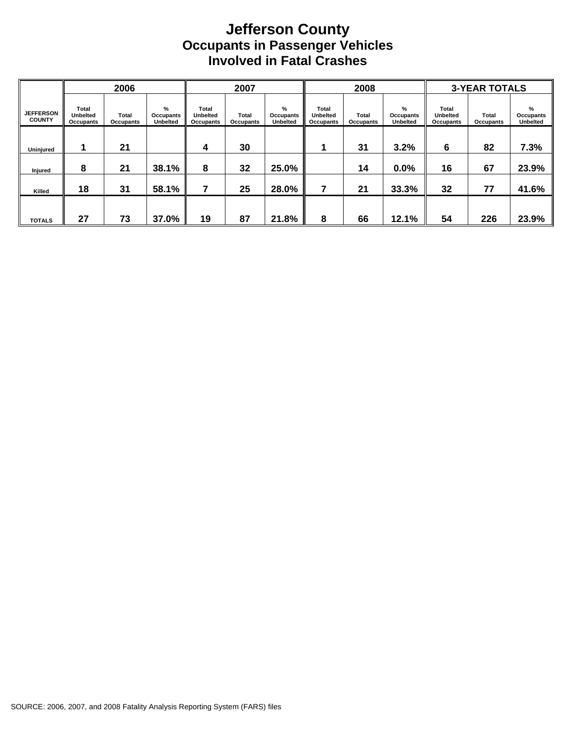# Jefferson County
## Occupants in Passenger Vehicles
## Involved in Fatal Crashes

| JEFFERSON COUNTY | 2006 | | | 2007 | | | 2008 | | | 3-YEAR TOTALS | | |
|---|---|---|---|---|---|---|---|---|---|---|---|---|
| | Total Unbelted Occupants | Total Occupants | % Occupants Unbelted | Total Unbelted Occupants | Total Occupants | % Occupants Unbelted | Total Unbelted Occupants | Total Occupants | % Occupants Unbelted | Total Unbelted Occupants | Total Occupants | % Occupants Unbelted |
| Uninjured | 1 | 21 | | 4 | 30 | | 1 | 31 | 3.2% | 6 | 82 | 7.3% |
| Injured | 8 | 21 | 38.1% | 8 | 32 | 25.0% | | 14 | 0.0% | 16 | 67 | 23.9% |
| Killed | 18 | 31 | 58.1% | 7 | 25 | 28.0% | 7 | 21 | 33.3% | 32 | 77 | 41.6% |
| TOTALS | 27 | 73 | 37.0% | 19 | 87 | 21.8% | 8 | 66 | 12.1% | 54 | 226 | 23.9% |

SOURCE: 2006, 2007, and 2008 Fatality Analysis Reporting System (FARS) files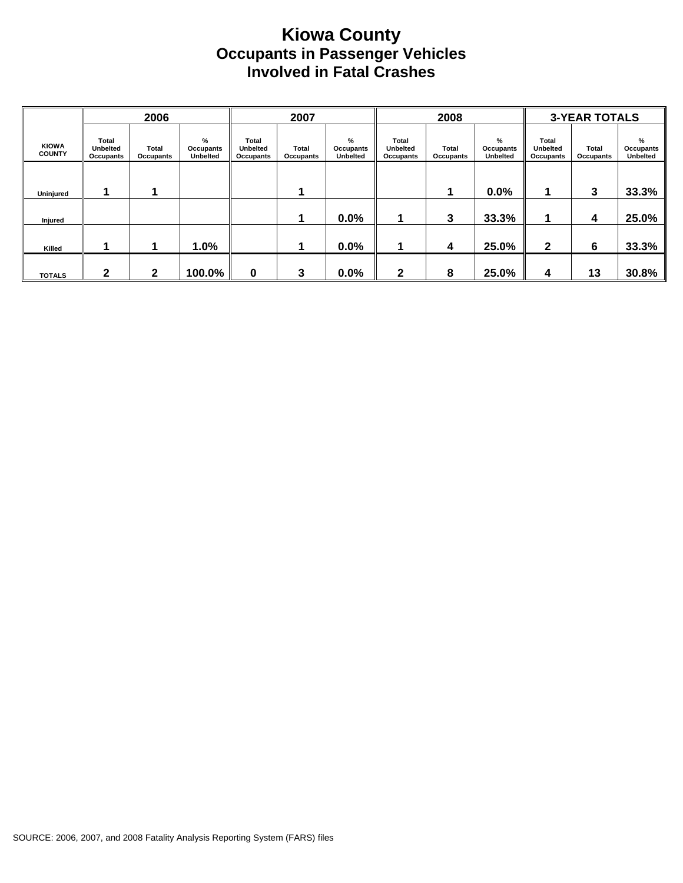# Kiowa County
## Occupants in Passenger Vehicles
## Involved in Fatal Crashes

| KIOWA COUNTY | 2006 | | | 2007 | | | 2008 | | | 3-YEAR TOTALS | | |
|---|---|---|---|---|---|---|---|---|---|---|---|---|
| | Total Unbelted Occupants | Total Occupants | % Occupants Unbelted | Total Unbelted Occupants | Total Occupants | % Occupants Unbelted | Total Unbelted Occupants | Total Occupants | % Occupants Unbelted | Total Unbelted Occupants | Total Occupants | % Occupants Unbelted |
| Uninjured | 1 | 1 | | | 1 | | | 1 | 0.0% | 1 | 3 | 33.3% |
| Injured | | | | | 1 | 0.0% | 1 | 3 | 33.3% | 1 | 4 | 25.0% |
| Killed | 1 | 1 | 1.0% | | 1 | 0.0% | 1 | 4 | 25.0% | 2 | 6 | 33.3% |
| TOTALS | 2 | 2 | 100.0% | 0 | 3 | 0.0% | 2 | 8 | 25.0% | 4 | 13 | 30.8% |

SOURCE: 2006, 2007, and 2008 Fatality Analysis Reporting System (FARS) files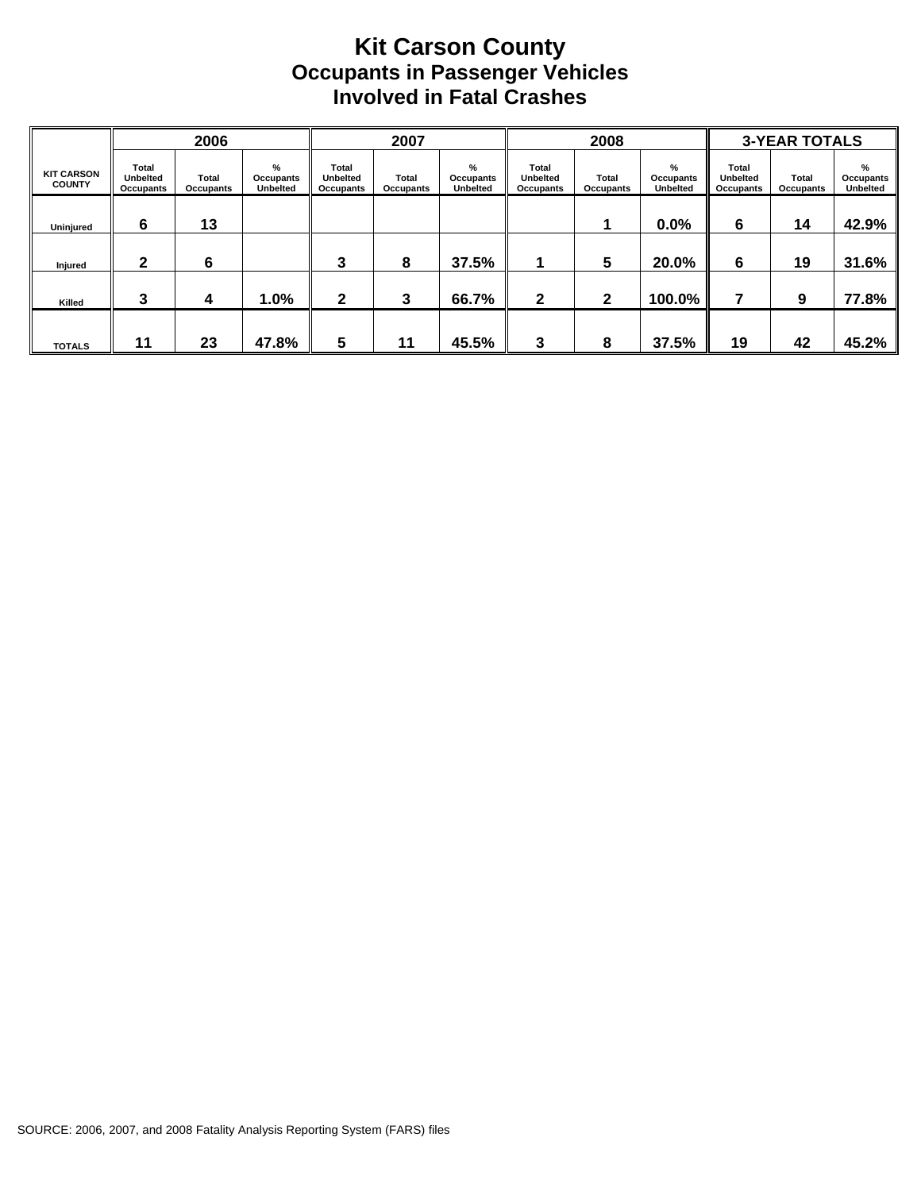# Kit Carson County
## Occupants in Passenger Vehicles
## Involved in Fatal Crashes

| KIT CARSON COUNTY | 2006 | | | 2007 | | | 2008 | | | 3-YEAR TOTALS | | |
|---|---|---|---|---|---|---|---|---|---|---|---|---|
| | Total Unbelted Occupants | Total Occupants | % Occupants Unbelted | Total Unbelted Occupants | Total Occupants | % Occupants Unbelted | Total Unbelted Occupants | Total Occupants | % Occupants Unbelted | Total Unbelted Occupants | Total Occupants | % Occupants Unbelted |
| Uninjured | 6 | 13 | | | | | | 1 | 0.0% | 6 | 14 | 42.9% |
| Injured | 2 | 6 | | 3 | 8 | 37.5% | 1 | 5 | 20.0% | 6 | 19 | 31.6% |
| Killed | 3 | 4 | 1.0% | 2 | 3 | 66.7% | 2 | 2 | 100.0% | 7 | 9 | 77.8% |
| TOTALS | 11 | 23 | 47.8% | 5 | 11 | 45.5% | 3 | 8 | 37.5% | 19 | 42 | 45.2% |

SOURCE: 2006, 2007, and 2008 Fatality Analysis Reporting System (FARS) files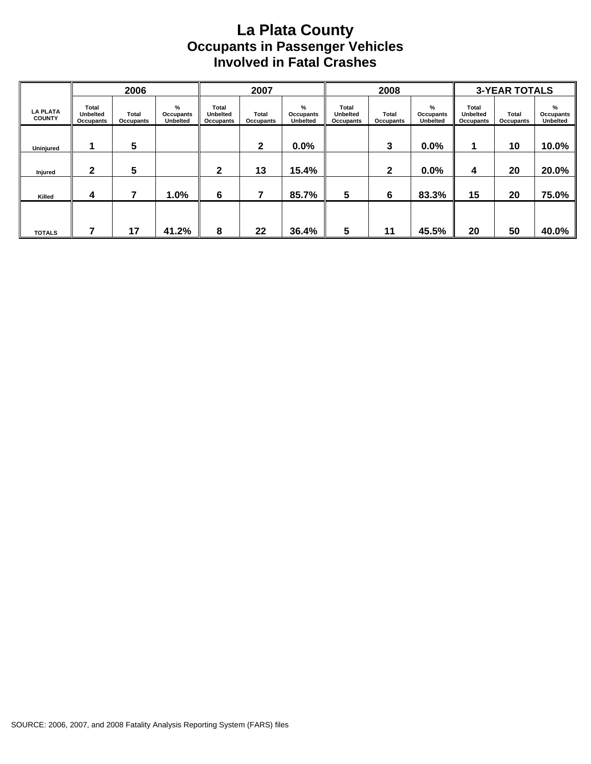# La Plata County
## Occupants in Passenger Vehicles
## Involved in Fatal Crashes

| LA PLATA COUNTY | 2006 | | | 2007 | | | 2008 | | | 3-YEAR TOTALS | | |
|---|---|---|---|---|---|---|---|---|---|---|---|---|
| | Total Unbelted Occupants | Total Occupants | % Occupants Unbelted | Total Unbelted Occupants | Total Occupants | % Occupants Unbelted | Total Unbelted Occupants | Total Occupants | % Occupants Unbelted | Total Unbelted Occupants | Total Occupants | % Occupants Unbelted |
| Uninjured | 1 | 5 | | | 2 | 0.0% | | 3 | 0.0% | 1 | 10 | 10.0% |
| Injured | 2 | 5 | | 2 | 13 | 15.4% | | 2 | 0.0% | 4 | 20 | 20.0% |
| Killed | 4 | 7 | 1.0% | 6 | 7 | 85.7% | 5 | 6 | 83.3% | 15 | 20 | 75.0% |
| TOTALS | 7 | 17 | 41.2% | 8 | 22 | 36.4% | 5 | 11 | 45.5% | 20 | 50 | 40.0% |

SOURCE: 2006, 2007, and 2008 Fatality Analysis Reporting System (FARS) files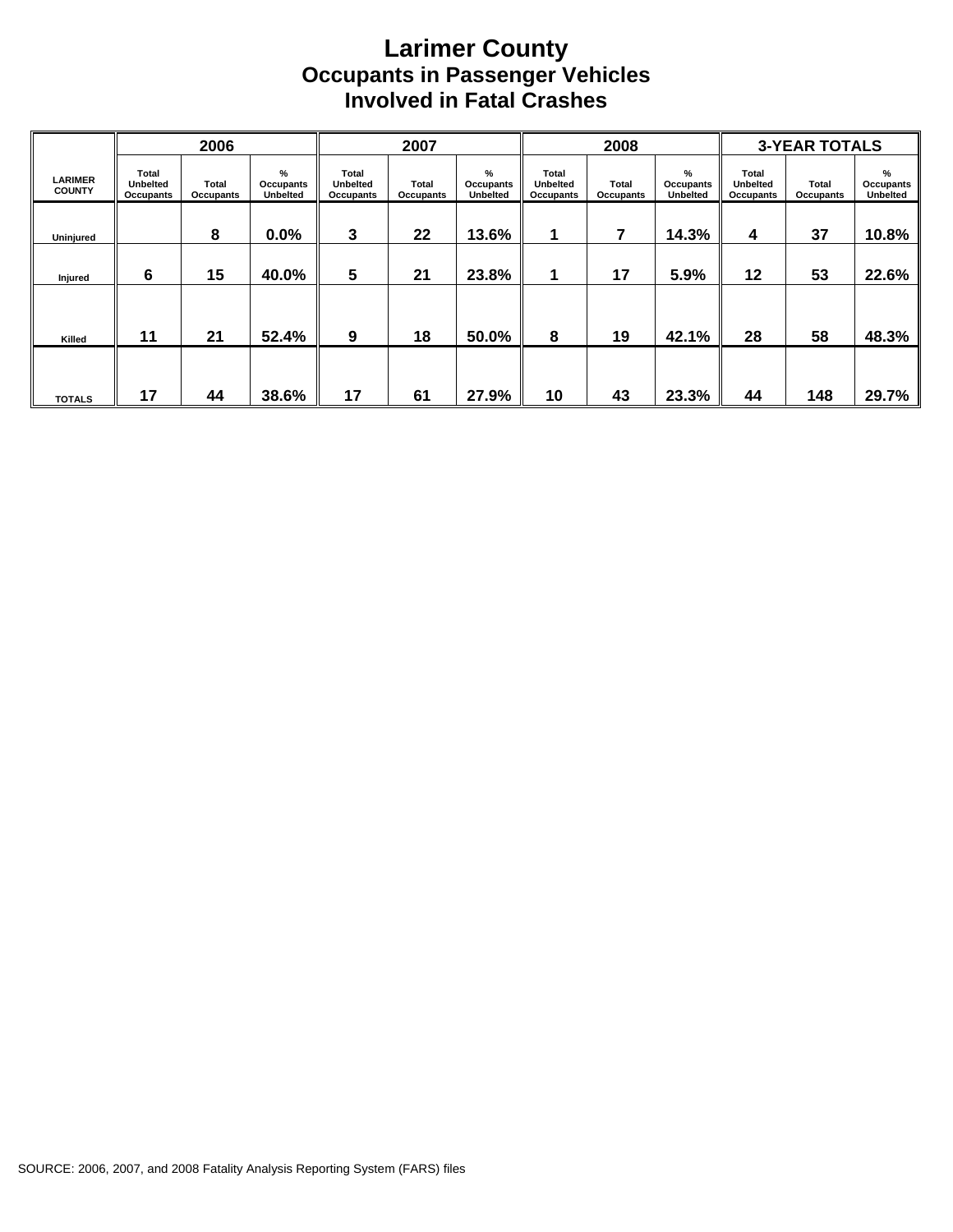# Larimer County
## Occupants in Passenger Vehicles Involved in Fatal Crashes

| LARIMER COUNTY | 2006 | | | 2007 | | | 2008 | | | 3-YEAR TOTALS | | |
|---|---|---|---|---|---|---|---|---|---|---|---|---|
| | Total Unbelted Occupants | Total Occupants | % Occupants Unbelted | Total Unbelted Occupants | Total Occupants | % Occupants Unbelted | Total Unbelted Occupants | Total Occupants | % Occupants Unbelted | Total Unbelted Occupants | Total Occupants | % Occupants Unbelted |
| Uninjured | | 8 | 0.0% | 3 | 22 | 13.6% | 1 | 7 | 14.3% | 4 | 37 | 10.8% |
| Injured | 6 | 15 | 40.0% | 5 | 21 | 23.8% | 1 | 17 | 5.9% | 12 | 53 | 22.6% |
| Killed | 11 | 21 | 52.4% | 9 | 18 | 50.0% | 8 | 19 | 42.1% | 28 | 58 | 48.3% |
| TOTALS | 17 | 44 | 38.6% | 17 | 61 | 27.9% | 10 | 43 | 23.3% | 44 | 148 | 29.7% |

SOURCE: 2006, 2007, and 2008 Fatality Analysis Reporting System (FARS) files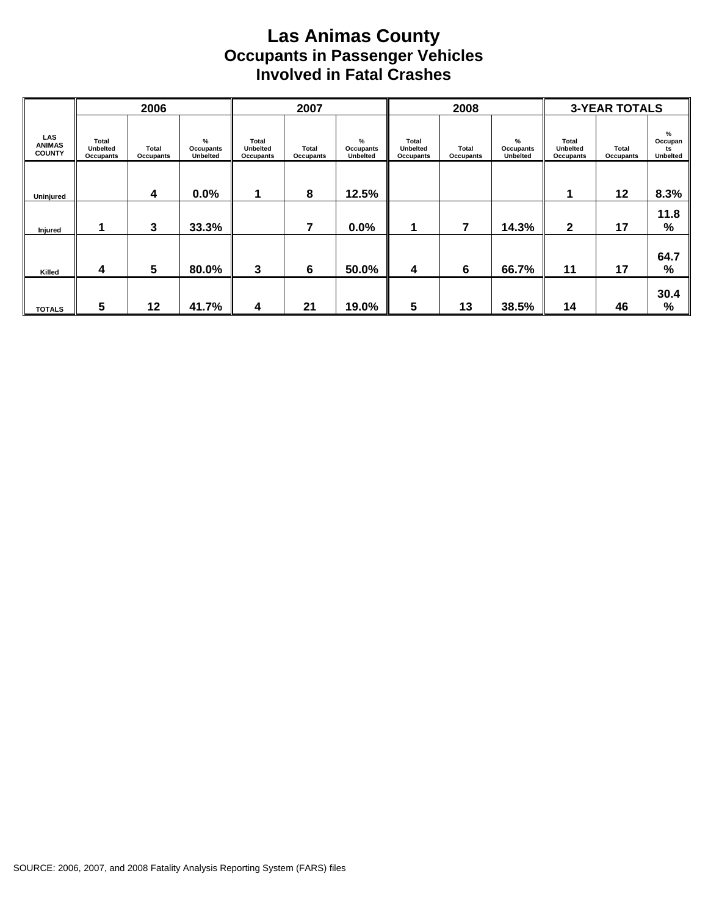# Las Animas County
## Occupants in Passenger Vehicles
## Involved in Fatal Crashes

| LAS ANIMAS COUNTY | 2006 | | | 2007 | | | 2008 | | | 3-YEAR TOTALS | | |
|---|---|---|---|---|---|---|---|---|---|---|---|---|
| | Total Unbelted Occupants | Total Occupants | % Occupants Unbelted | Total Unbelted Occupants | Total Occupants | % Occupants Unbelted | Total Unbelted Occupants | Total Occupants | % Occupants Unbelted | Total Unbelted Occupants | Total Occupants | % Occupants Unbelted |
| Uninjured | | 4 | 0.0% | 1 | 8 | 12.5% | | | | 1 | 12 | 8.3% |
| Injured | 1 | 3 | 33.3% | | 7 | 0.0% | 1 | 7 | 14.3% | 2 | 17 | 11.8% |
| Killed | 4 | 5 | 80.0% | 3 | 6 | 50.0% | 4 | 6 | 66.7% | 11 | 17 | 64.7% |
| TOTALS | 5 | 12 | 41.7% | 4 | 21 | 19.0% | 5 | 13 | 38.5% | 14 | 46 | 30.4% |

SOURCE: 2006, 2007, and 2008 Fatality Analysis Reporting System (FARS) files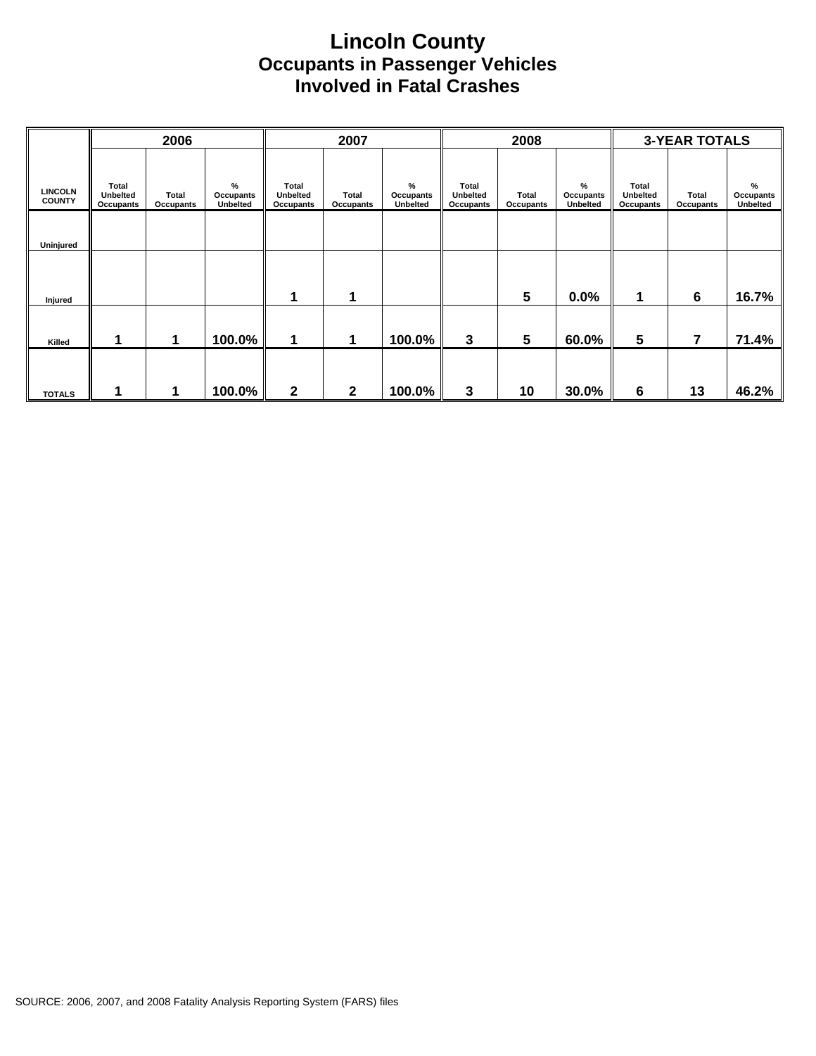# Lincoln County
## Occupants in Passenger Vehicles
## Involved in Fatal Crashes

| | 2006 | | | 2007 | | | 2008 | | | 3-YEAR TOTALS | | |
|---|---|---|---|---|---|---|---|---|---|---|---|---|
| LINCOLN COUNTY | Total Unbelted Occupants | Total Occupants | % Occupants Unbelted | Total Unbelted Occupants | Total Occupants | % Occupants Unbelted | Total Unbelted Occupants | Total Occupants | % Occupants Unbelted | Total Unbelted Occupants | Total Occupants | % Occupants Unbelted |
| Uninjured | | | | | | | | | | | | |
| Injured | | | | 1 | 1 | | | 5 | 0.0% | 1 | 6 | 16.7% |
| Killed | 1 | 1 | 100.0% | 1 | 1 | 100.0% | 3 | 5 | 60.0% | 5 | 7 | 71.4% |
| TOTALS | 1 | 1 | 100.0% | 2 | 2 | 100.0% | 3 | 10 | 30.0% | 6 | 13 | 46.2% |

SOURCE: 2006, 2007, and 2008 Fatality Analysis Reporting System (FARS) files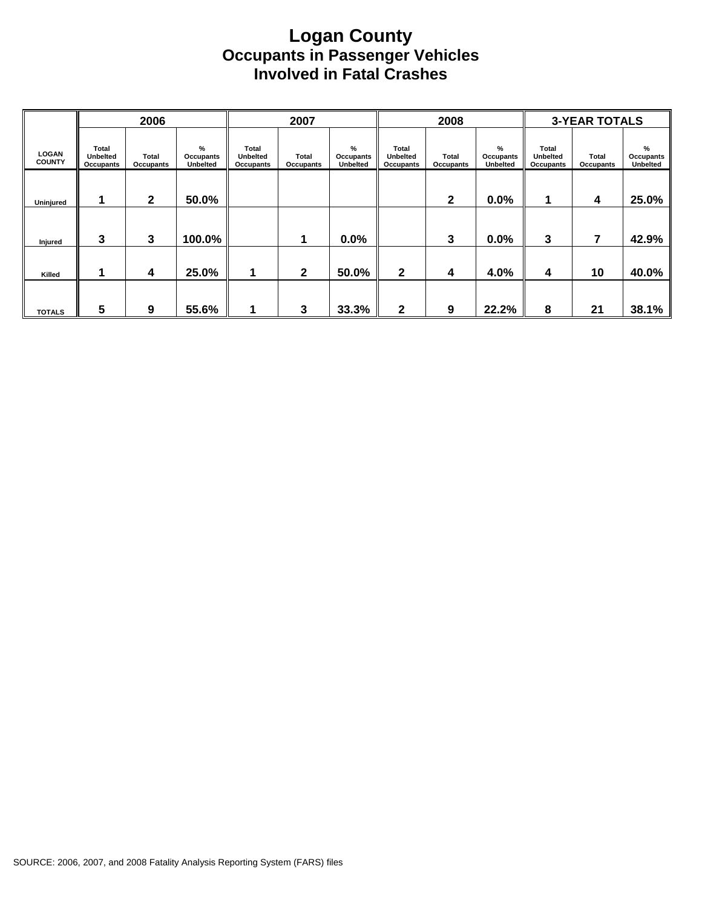# Logan County
## Occupants in Passenger Vehicles
## Involved in Fatal Crashes

| LOGAN COUNTY | 2006 | | | 2007 | | | 2008 | | | 3-YEAR TOTALS | | |
|---|---|---|---|---|---|---|---|---|---|---|---|---|
| | Total Unbelted Occupants | Total Occupants | % Occupants Unbelted | Total Unbelted Occupants | Total Occupants | % Occupants Unbelted | Total Unbelted Occupants | Total Occupants | % Occupants Unbelted | Total Unbelted Occupants | Total Occupants | % Occupants Unbelted |
| Uninjured | 1 | 2 | 50.0% | | | | | 2 | 0.0% | 1 | 4 | 25.0% |
| Injured | 3 | 3 | 100.0% | | 1 | 0.0% | | 3 | 0.0% | 3 | 7 | 42.9% |
| Killed | 1 | 4 | 25.0% | 1 | 2 | 50.0% | 2 | 4 | 4.0% | 4 | 10 | 40.0% |
| TOTALS | 5 | 9 | 55.6% | 1 | 3 | 33.3% | 2 | 9 | 22.2% | 8 | 21 | 38.1% |

SOURCE: 2006, 2007, and 2008 Fatality Analysis Reporting System (FARS) files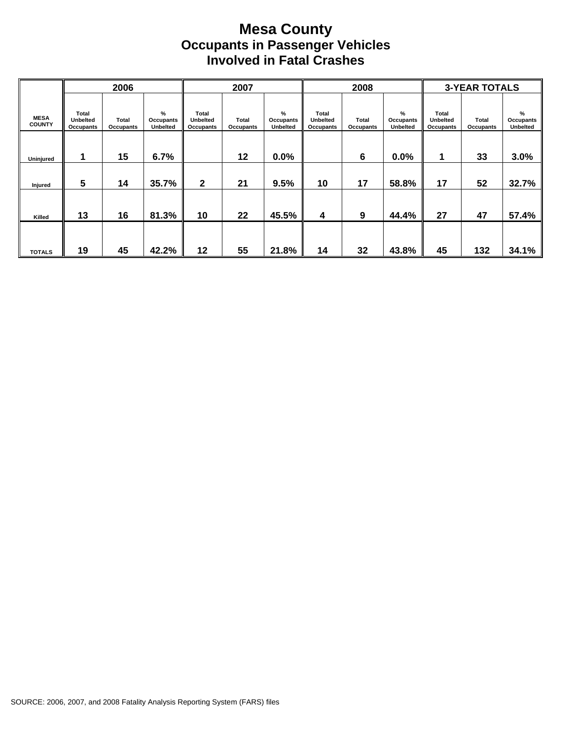# Mesa County
## Occupants in Passenger Vehicles
## Involved in Fatal Crashes

| MESA COUNTY | 2006 | | | 2007 | | | 2008 | | | 3-YEAR TOTALS | | |
|---|---|---|---|---|---|---|---|---|---|---|---|---|
| | Total Unbelted Occupants | Total Occupants | % Occupants Unbelted | Total Unbelted Occupants | Total Occupants | % Occupants Unbelted | Total Unbelted Occupants | Total Occupants | % Occupants Unbelted | Total Unbelted Occupants | Total Occupants | % Occupants Unbelted |
| Uninjured | 1 | 15 | 6.7% | | 12 | 0.0% | | 6 | 0.0% | 1 | 33 | 3.0% |
| Injured | 5 | 14 | 35.7% | 2 | 21 | 9.5% | 10 | 17 | 58.8% | 17 | 52 | 32.7% |
| Killed | 13 | 16 | 81.3% | 10 | 22 | 45.5% | 4 | 9 | 44.4% | 27 | 47 | 57.4% |
| TOTALS | 19 | 45 | 42.2% | 12 | 55 | 21.8% | 14 | 32 | 43.8% | 45 | 132 | 34.1% |

SOURCE: 2006, 2007, and 2008 Fatality Analysis Reporting System (FARS) files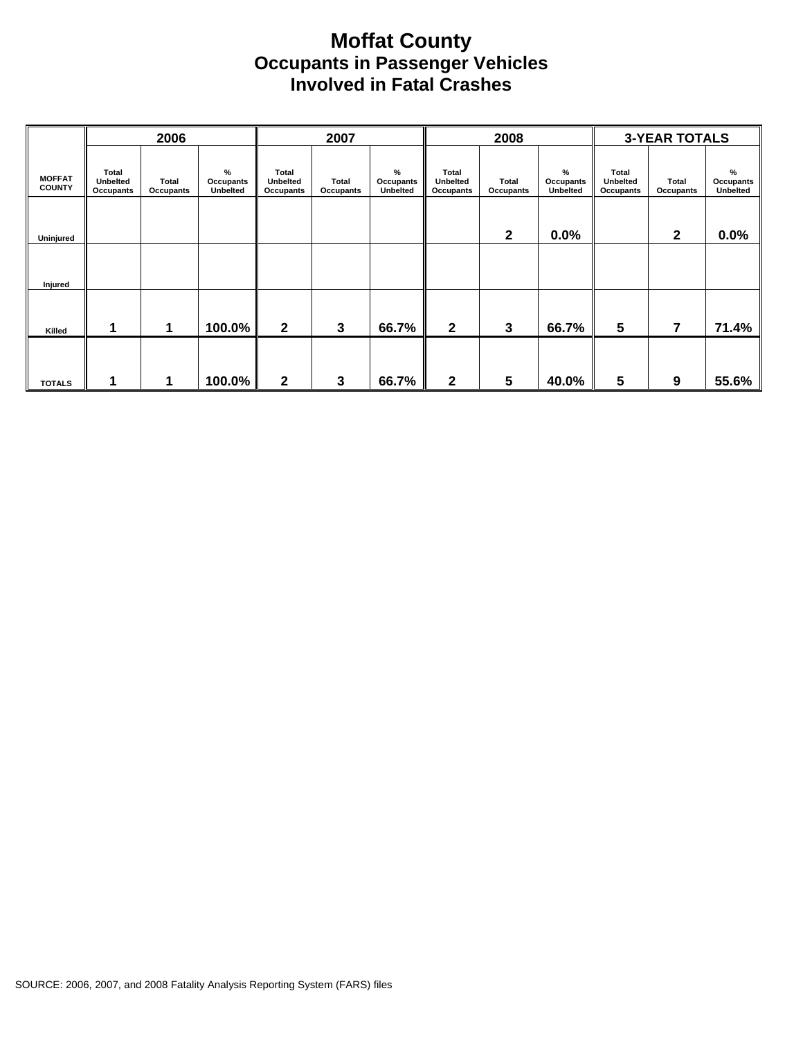# Moffat County
## Occupants in Passenger Vehicles
## Involved in Fatal Crashes

| MOFFAT COUNTY | 2006 | | | 2007 | | | 2008 | | | 3-YEAR TOTALS | | |
|---|---|---|---|---|---|---|---|---|---|---|---|---|
| | Total Unbelted Occupants | Total Occupants | % Occupants Unbelted | Total Unbelted Occupants | Total Occupants | % Occupants Unbelted | Total Unbelted Occupants | Total Occupants | % Occupants Unbelted | Total Unbelted Occupants | Total Occupants | % Occupants Unbelted |
| Uninjured | | | | | | | | 2 | 0.0% | | 2 | 0.0% |
| Injured | | | | | | | | | | | | |
| Killed | 1 | 1 | 100.0% | 2 | 3 | 66.7% | 2 | 3 | 66.7% | 5 | 7 | 71.4% |
| TOTALS | 1 | 1 | 100.0% | 2 | 3 | 66.7% | 2 | 5 | 40.0% | 5 | 9 | 55.6% |

SOURCE: 2006, 2007, and 2008 Fatality Analysis Reporting System (FARS) files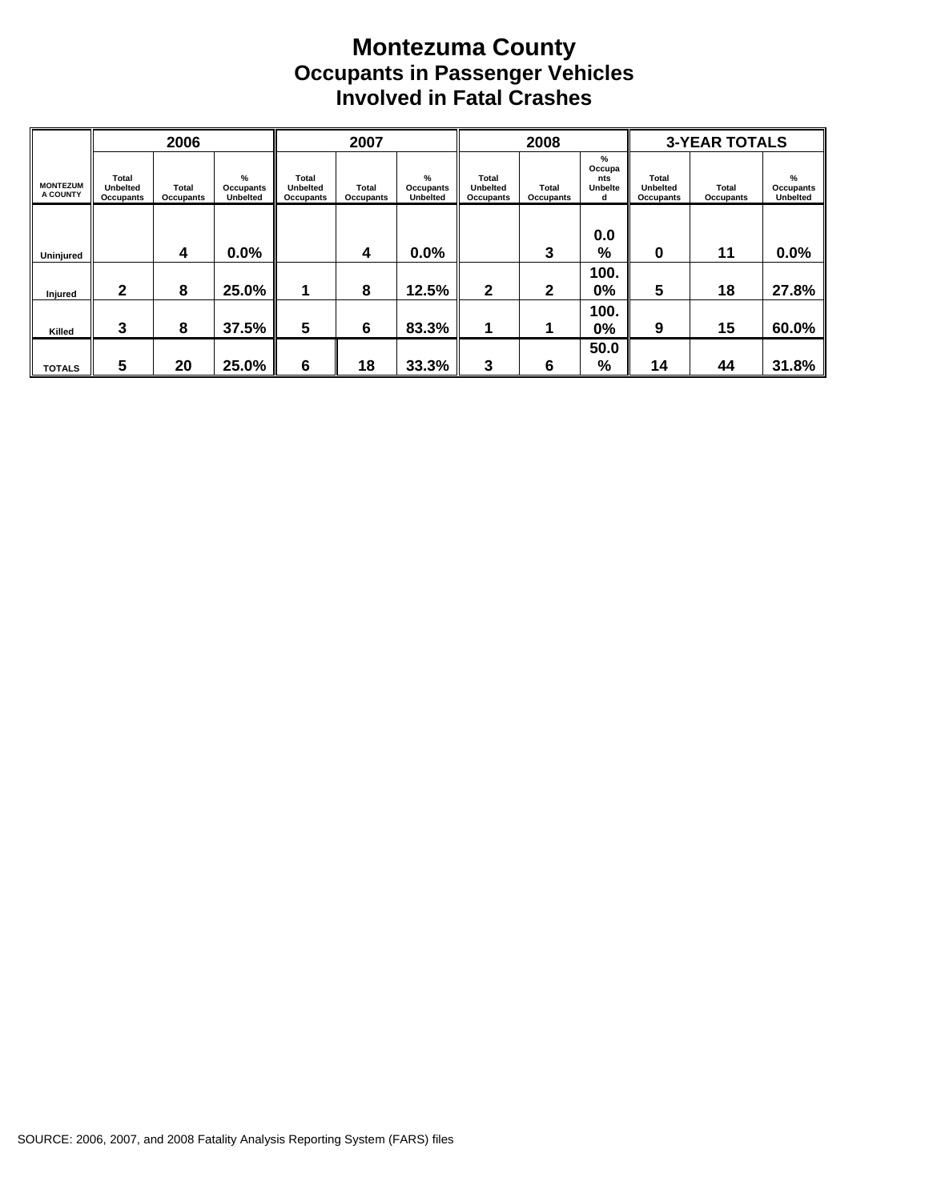# Montezuma County
## Occupants in Passenger Vehicles
## Involved in Fatal Crashes

| MONTEZUMA COUNTY | 2006 | | | 2007 | | | 2008 | | | 3-YEAR TOTALS | | |
|---|---|---|---|---|---|---|---|---|---|---|---|---|
| | Total Unbelted Occupants | Total Occupants | % Occupants Unbelted | Total Unbelted Occupants | Total Occupants | % Occupants Unbelted | Total Unbelted Occupants | Total Occupants | % Occupants Unbelted | Total Unbelted Occupants | Total Occupants | % Occupants Unbelted |
| Uninjured | | 4 | 0.0% | | 4 | 0.0% | | 3 | 0.0% | 0 | 11 | 0.0% |
| Injured | 2 | 8 | 25.0% | 1 | 8 | 12.5% | 2 | 2 | 100.0% | 5 | 18 | 27.8% |
| Killed | 3 | 8 | 37.5% | 5 | 6 | 83.3% | 1 | 1 | 100.0% | 9 | 15 | 60.0% |
| TOTALS | 5 | 20 | 25.0% | 6 | 18 | 33.3% | 3 | 6 | 50.0% | 14 | 44 | 31.8% |

SOURCE: 2006, 2007, and 2008 Fatality Analysis Reporting System (FARS) files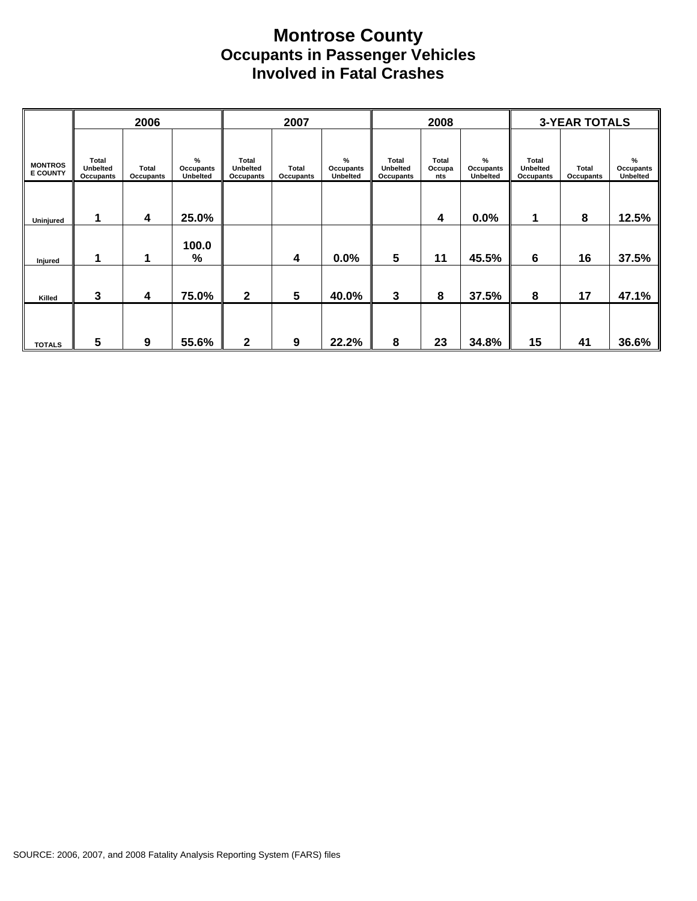# Montrose County
## Occupants in Passenger Vehicles Involved in Fatal Crashes

| MONTROSE COUNTY | 2006 | | | 2007 | | | 2008 | | | 3-YEAR TOTALS | | |
|---|---|---|---|---|---|---|---|---|---|---|---|---|
| | Total Unbelted Occupants | Total Occupants | % Occupants Unbelted | Total Unbelted Occupants | Total Occupants | % Occupants Unbelted | Total Unbelted Occupants | Total Occupants | % Occupants Unbelted | Total Unbelted Occupants | Total Occupants | % Occupants Unbelted |
| Uninjured | 1 | 4 | 25.0% | | | | | 4 | 0.0% | 1 | 8 | 12.5% |
| Injured | 1 | 1 | 100.0 % | | 4 | 0.0% | 5 | 11 | 45.5% | 6 | 16 | 37.5% |
| Killed | 3 | 4 | 75.0% | 2 | 5 | 40.0% | 3 | 8 | 37.5% | 8 | 17 | 47.1% |
| TOTALS | 5 | 9 | 55.6% | 2 | 9 | 22.2% | 8 | 23 | 34.8% | 15 | 41 | 36.6% |

SOURCE: 2006, 2007, and 2008 Fatality Analysis Reporting System (FARS) files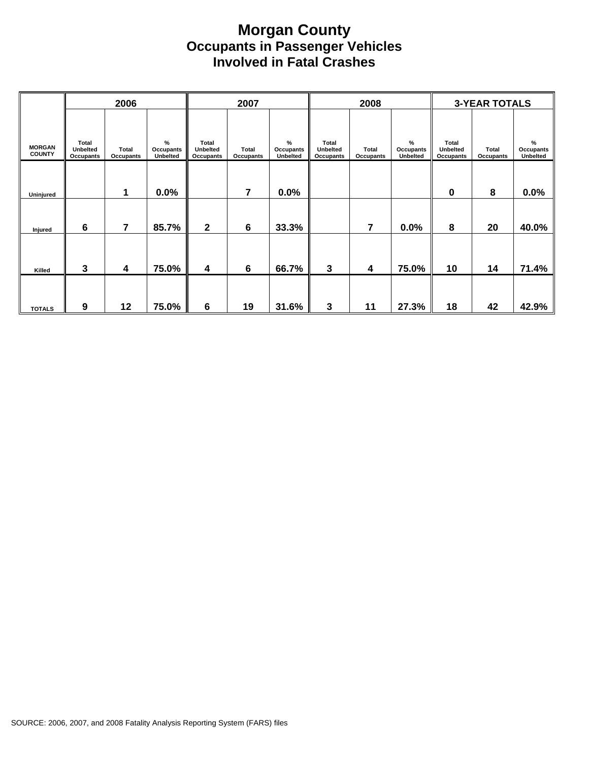# Morgan County
## Occupants in Passenger Vehicles
## Involved in Fatal Crashes

| | 2006 | | | 2007 | | | 2008 | | | 3-YEAR TOTALS | | |
|---|---|---|---|---|---|---|---|---|---|---|---|---|
| MORGAN COUNTY | Total Unbelted Occupants | Total Occupants | % Occupants Unbelted | Total Unbelted Occupants | Total Occupants | % Occupants Unbelted | Total Unbelted Occupants | Total Occupants | % Occupants Unbelted | Total Unbelted Occupants | Total Occupants | % Occupants Unbelted |
| Uninjured | | 1 | 0.0% | | 7 | 0.0% | | | | 0 | 8 | 0.0% |
| Injured | 6 | 7 | 85.7% | 2 | 6 | 33.3% | | 7 | 0.0% | 8 | 20 | 40.0% |
| Killed | 3 | 4 | 75.0% | 4 | 6 | 66.7% | 3 | 4 | 75.0% | 10 | 14 | 71.4% |
| TOTALS | 9 | 12 | 75.0% | 6 | 19 | 31.6% | 3 | 11 | 27.3% | 18 | 42 | 42.9% |

SOURCE: 2006, 2007, and 2008 Fatality Analysis Reporting System (FARS) files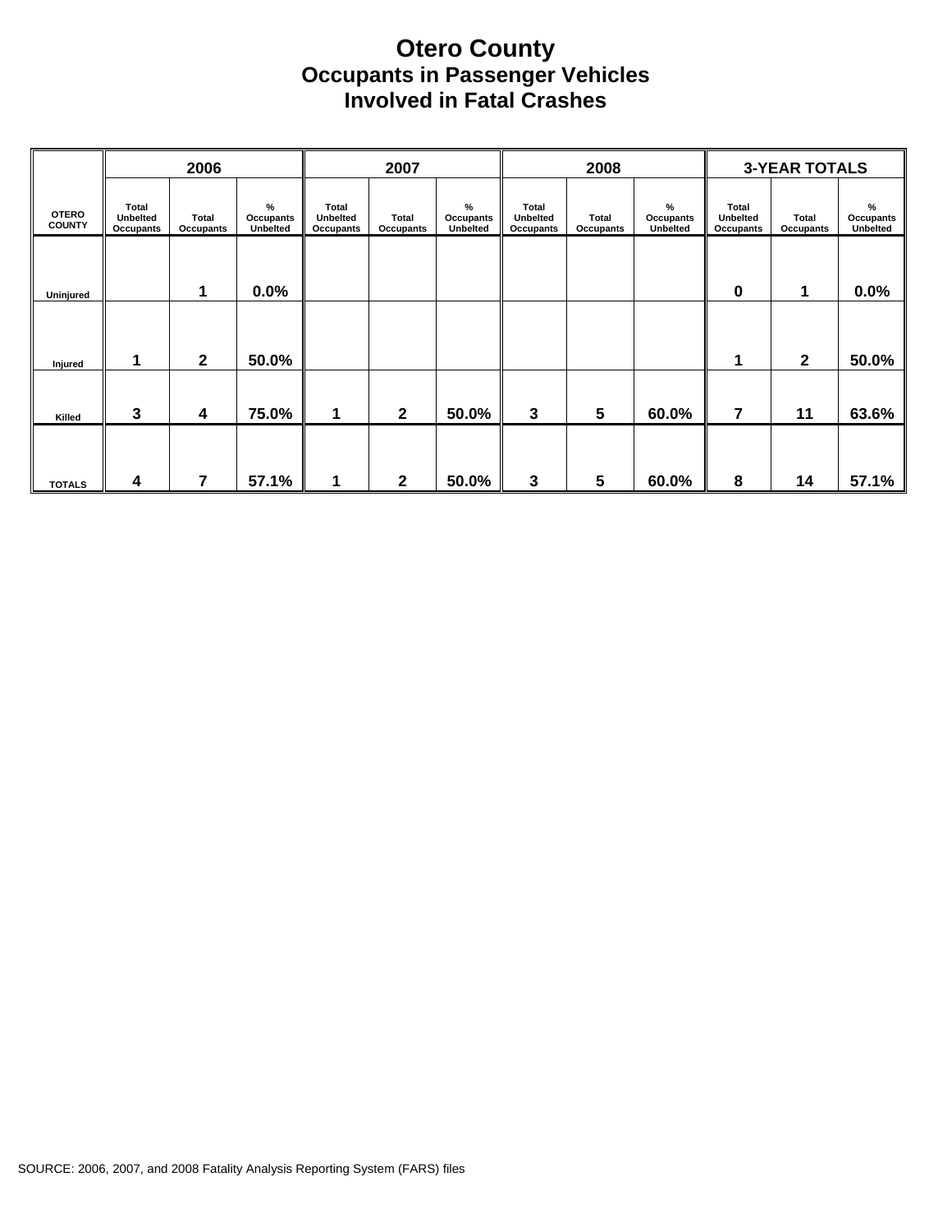# Otero County
## Occupants in Passenger Vehicles Involved in Fatal Crashes

| OTERO COUNTY | 2006 | | | 2007 | | | 2008 | | | 3-YEAR TOTALS | | |
|---|---|---|---|---|---|---|---|---|---|---|---|---|
| | Total Unbelted Occupants | Total Occupants | % Occupants Unbelted | Total Unbelted Occupants | Total Occupants | % Occupants Unbelted | Total Unbelted Occupants | Total Occupants | % Occupants Unbelted | Total Unbelted Occupants | Total Occupants | % Occupants Unbelted |
| Uninjured | | 1 | 0.0% | | | | | | | 0 | 1 | 0.0% |
| Injured | 1 | 2 | 50.0% | | | | | | | 1 | 2 | 50.0% |
| Killed | 3 | 4 | 75.0% | 1 | 2 | 50.0% | 3 | 5 | 60.0% | 7 | 11 | 63.6% |
| TOTALS | 4 | 7 | 57.1% | 1 | 2 | 50.0% | 3 | 5 | 60.0% | 8 | 14 | 57.1% |

SOURCE: 2006, 2007, and 2008 Fatality Analysis Reporting System (FARS) files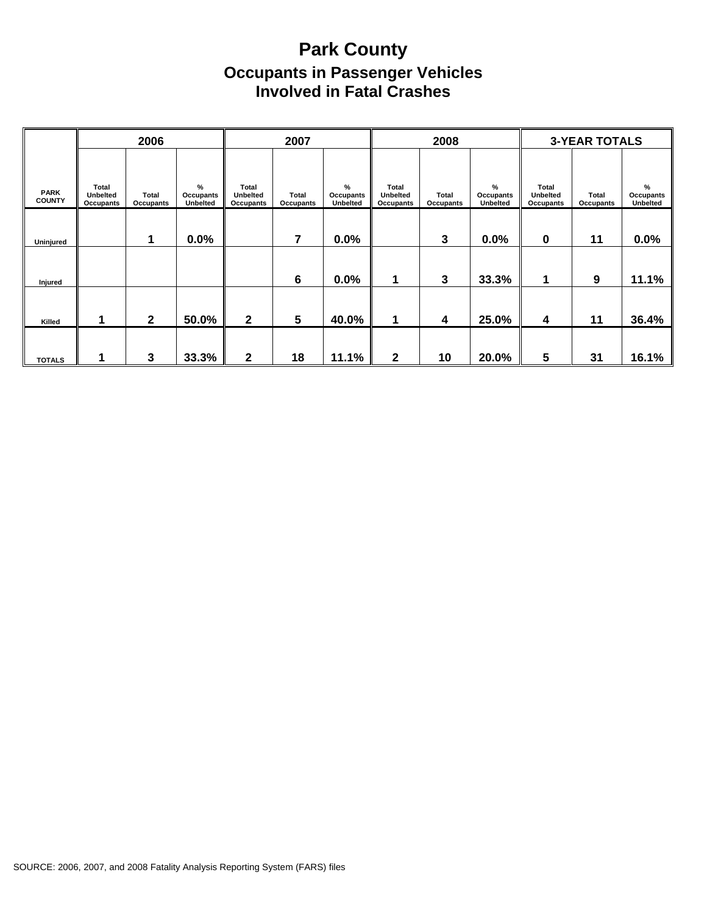# Park County

## Occupants in Passenger Vehicles Involved in Fatal Crashes

| PARK COUNTY | 2006 | | | 2007 | | | 2008 | | | 3-YEAR TOTALS | | |
|---|---|---|---|---|---|---|---|---|---|---|---|---|
| | Total Unbelted Occupants | Total Occupants | % Occupants Unbelted | Total Unbelted Occupants | Total Occupants | % Occupants Unbelted | Total Unbelted Occupants | Total Occupants | % Occupants Unbelted | Total Unbelted Occupants | Total Occupants | % Occupants Unbelted |
| Uninjured | | 1 | 0.0% | | 7 | 0.0% | | 3 | 0.0% | 0 | 11 | 0.0% |
| Injured | | | | | 6 | 0.0% | 1 | 3 | 33.3% | 1 | 9 | 11.1% |
| Killed | 1 | 2 | 50.0% | 2 | 5 | 40.0% | 1 | 4 | 25.0% | 4 | 11 | 36.4% |
| TOTALS | 1 | 3 | 33.3% | 2 | 18 | 11.1% | 2 | 10 | 20.0% | 5 | 31 | 16.1% |

SOURCE: 2006, 2007, and 2008 Fatality Analysis Reporting System (FARS) files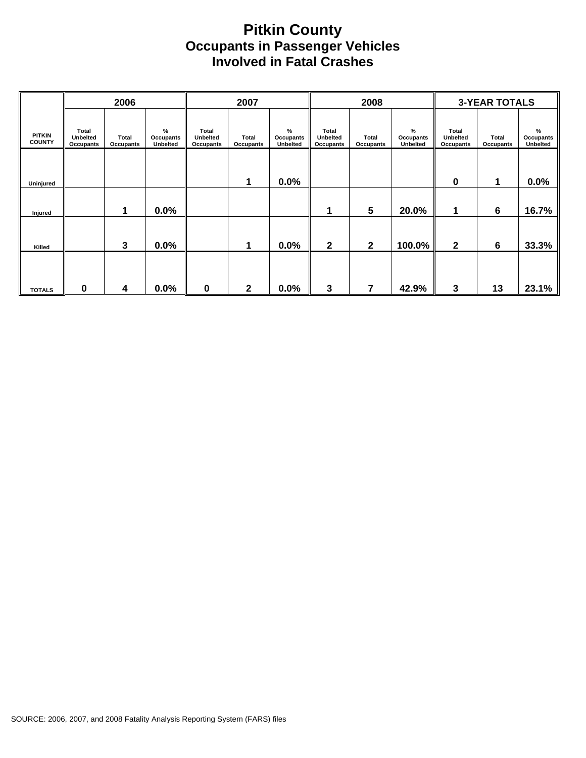# Pitkin County
## Occupants in Passenger Vehicles
## Involved in Fatal Crashes

| PITKIN COUNTY | 2006 | | | 2007 | | | 2008 | | | 3-YEAR TOTALS | | |
|---|---|---|---|---|---|---|---|---|---|---|---|---|
| | Total Unbelted Occupants | Total Occupants | % Occupants Unbelted | Total Unbelted Occupants | Total Occupants | % Occupants Unbelted | Total Unbelted Occupants | Total Occupants | % Occupants Unbelted | Total Unbelted Occupants | Total Occupants | % Occupants Unbelted |
| Uninjured | | | | | 1 | 0.0% | | | | 0 | 1 | 0.0% |
| Injured | | 1 | 0.0% | | | | 1 | 5 | 20.0% | 1 | 6 | 16.7% |
| Killed | | 3 | 0.0% | | 1 | 0.0% | 2 | 2 | 100.0% | 2 | 6 | 33.3% |
| TOTALS | 0 | 4 | 0.0% | 0 | 2 | 0.0% | 3 | 7 | 42.9% | 3 | 13 | 23.1% |

SOURCE: 2006, 2007, and 2008 Fatality Analysis Reporting System (FARS) files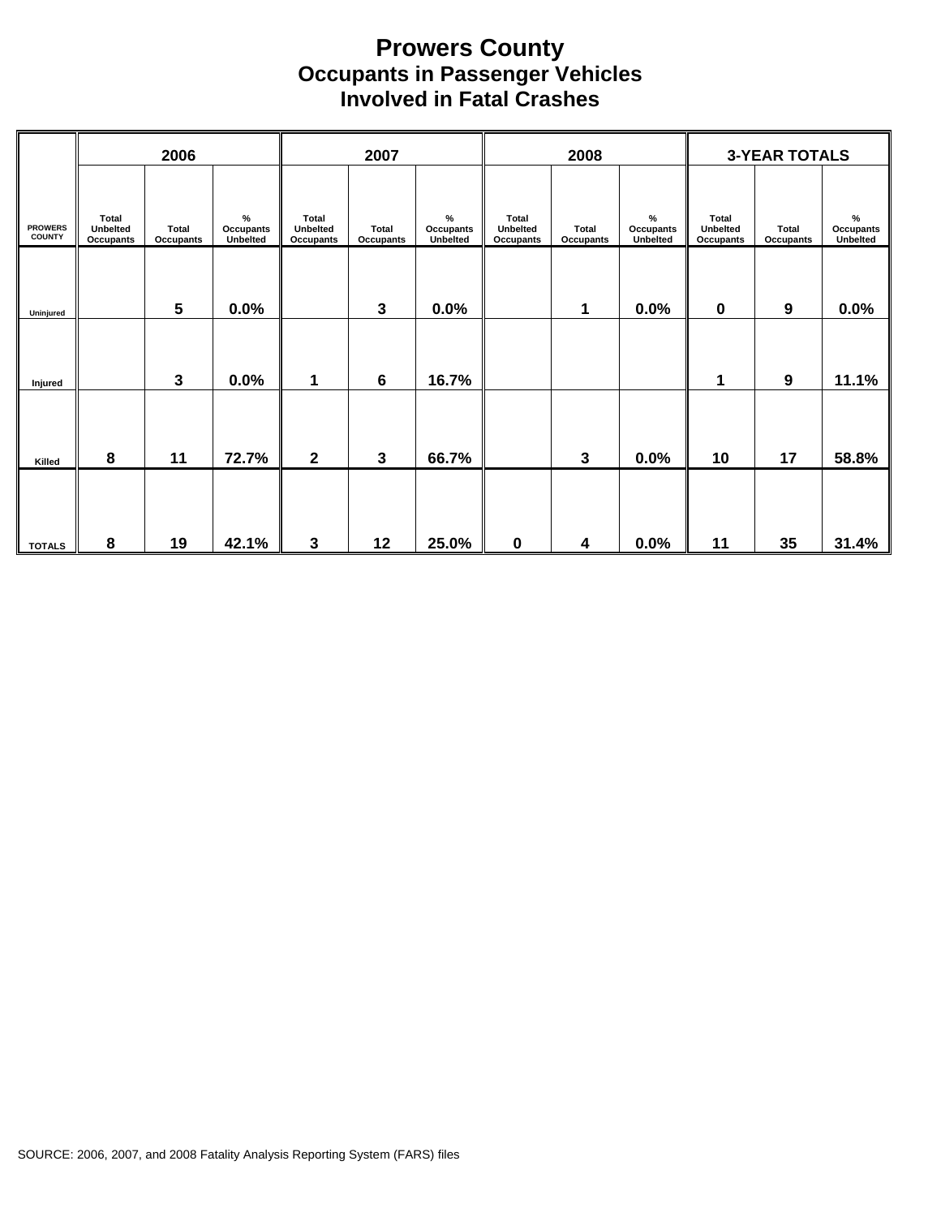# Prowers County
## Occupants in Passenger Vehicles
## Involved in Fatal Crashes

| PROWERS COUNTY | 2006 | | | 2007 | | | 2008 | | | 3-YEAR TOTALS | | |
|---|---|---|---|---|---|---|---|---|---|---|---|---|
| | Total Unbelted Occupants | Total Occupants | % Occupants Unbelted | Total Unbelted Occupants | Total Occupants | % Occupants Unbelted | Total Unbelted Occupants | Total Occupants | % Occupants Unbelted | Total Unbelted Occupants | Total Occupants | % Occupants Unbelted |
| Uninjured | | 5 | 0.0% | | 3 | 0.0% | | 1 | 0.0% | 0 | 9 | 0.0% |
| Injured | | 3 | 0.0% | 1 | 6 | 16.7% | | | | 1 | 9 | 11.1% |
| Killed | 8 | 11 | 72.7% | 2 | 3 | 66.7% | | 3 | 0.0% | 10 | 17 | 58.8% |
| TOTALS | 8 | 19 | 42.1% | 3 | 12 | 25.0% | 0 | 4 | 0.0% | 11 | 35 | 31.4% |

SOURCE: 2006, 2007, and 2008 Fatality Analysis Reporting System (FARS) files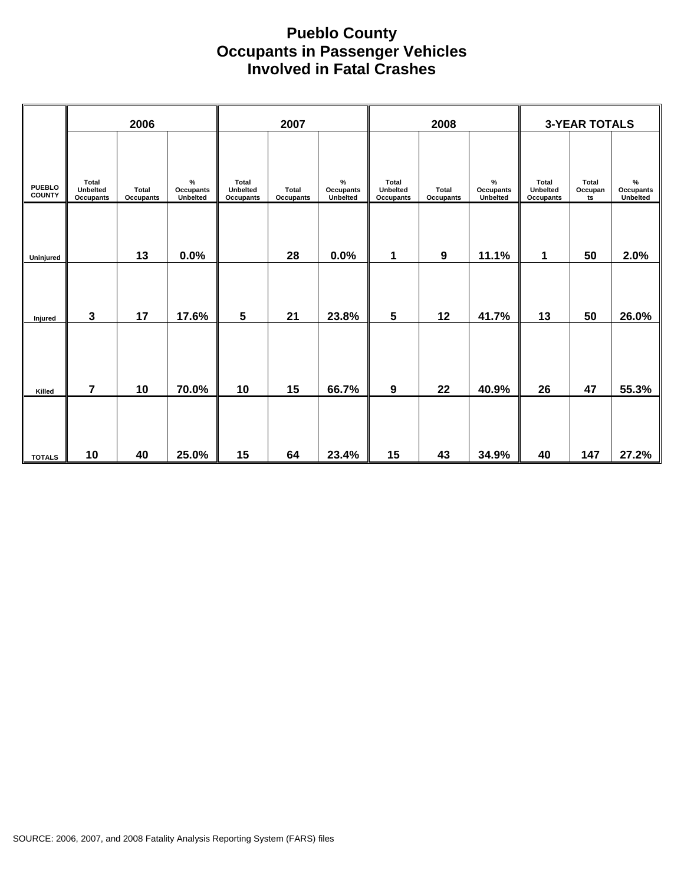# Pueblo County
# Occupants in Passenger Vehicles
# Involved in Fatal Crashes

| PUEBLO COUNTY | 2006 | | | 2007 | | | 2008 | | | 3-YEAR TOTALS | | |
|---|---|---|---|---|---|---|---|---|---|---|---|---|
| | Total Unbelted Occupants | Total Occupants | % Occupants Unbelted | Total Unbelted Occupants | Total Occupants | % Occupants Unbelted | Total Unbelted Occupants | Total Occupants | % Occupants Unbelted | Total Unbelted Occupants | Total Occupants | % Occupants Unbelted |
| Uninjured | | 13 | 0.0% | | 28 | 0.0% | 1 | 9 | 11.1% | 1 | 50 | 2.0% |
| Injured | 3 | 17 | 17.6% | 5 | 21 | 23.8% | 5 | 12 | 41.7% | 13 | 50 | 26.0% |
| Killed | 7 | 10 | 70.0% | 10 | 15 | 66.7% | 9 | 22 | 40.9% | 26 | 47 | 55.3% |
| TOTALS | 10 | 40 | 25.0% | 15 | 64 | 23.4% | 15 | 43 | 34.9% | 40 | 147 | 27.2% |

SOURCE: 2006, 2007, and 2008 Fatality Analysis Reporting System (FARS) files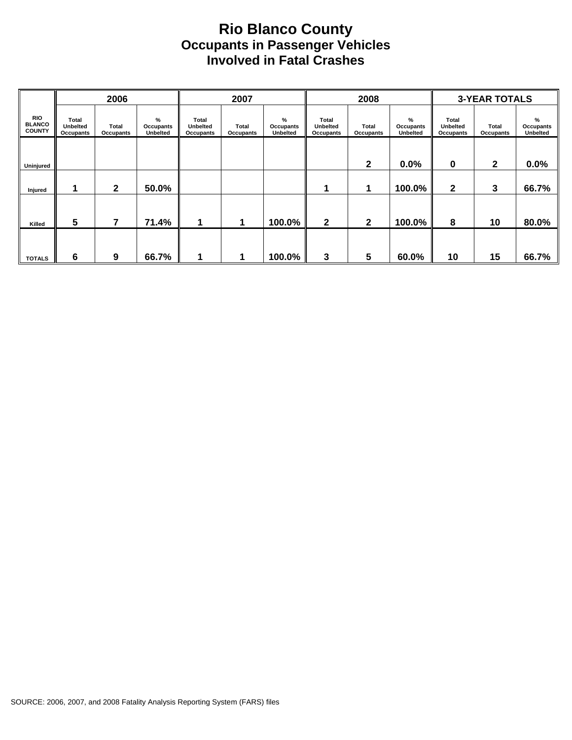# Rio Blanco County
## Occupants in Passenger Vehicles Involved in Fatal Crashes

| RIO BLANCO COUNTY | 2006 | | | 2007 | | | 2008 | | | 3-YEAR TOTALS | | |
|---|---|---|---|---|---|---|---|---|---|---|---|---|
| | Total Unbelted Occupants | Total Occupants | % Occupants Unbelted | Total Unbelted Occupants | Total Occupants | % Occupants Unbelted | Total Unbelted Occupants | Total Occupants | % Occupants Unbelted | Total Unbelted Occupants | Total Occupants | % Occupants Unbelted |
| Uninjured | | | | | | | | 2 | 0.0% | 0 | 2 | 0.0% |
| Injured | 1 | 2 | 50.0% | | | | 1 | 1 | 100.0% | 2 | 3 | 66.7% |
| Killed | 5 | 7 | 71.4% | 1 | 1 | 100.0% | 2 | 2 | 100.0% | 8 | 10 | 80.0% |
| TOTALS | 6 | 9 | 66.7% | 1 | 1 | 100.0% | 3 | 5 | 60.0% | 10 | 15 | 66.7% |

SOURCE: 2006, 2007, and 2008 Fatality Analysis Reporting System (FARS) files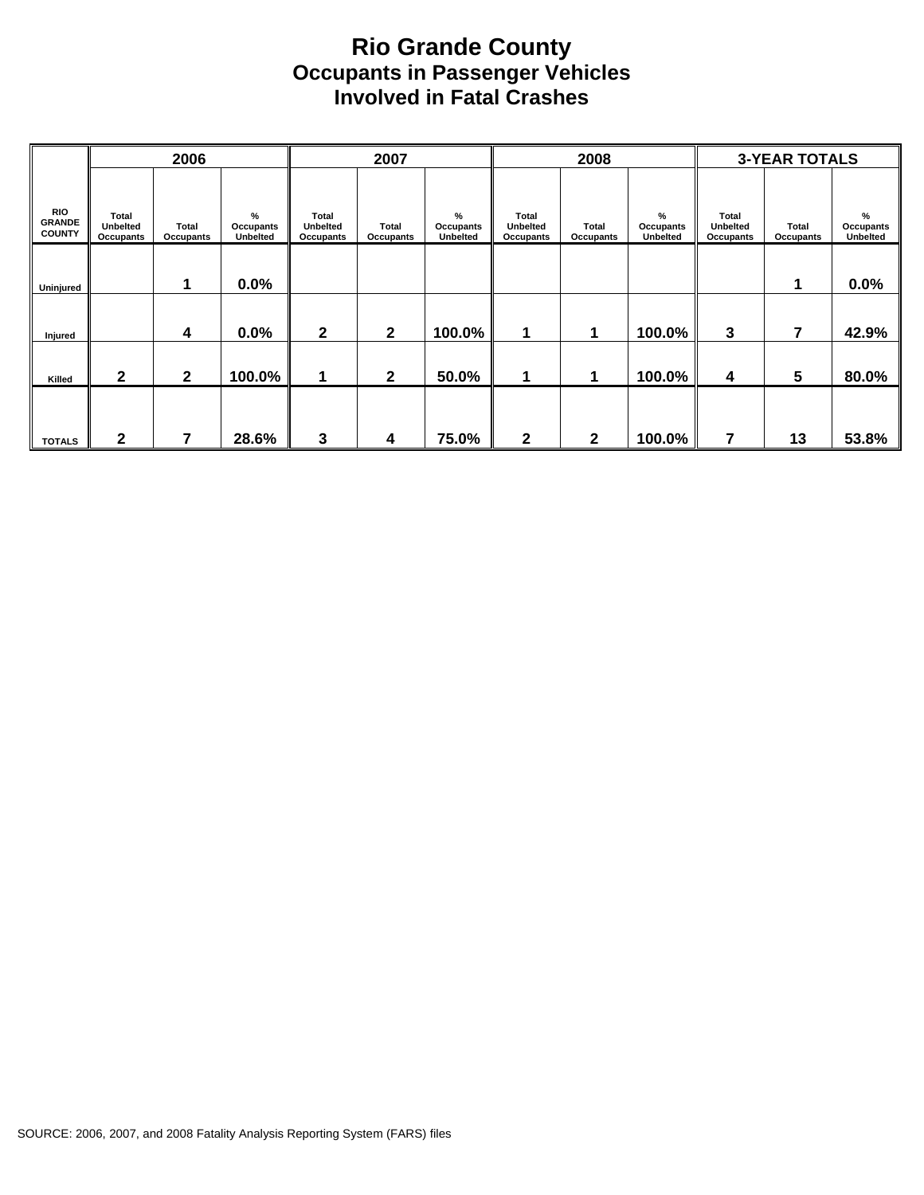# Rio Grande County
## Occupants in Passenger Vehicles Involved in Fatal Crashes

| RIO GRANDE COUNTY | 2006 | | | 2007 | | | 2008 | | | 3-YEAR TOTALS | | |
|---|---|---|---|---|---|---|---|---|---|---|---|---|
| | Total Unbelted Occupants | Total Occupants | % Occupants Unbelted | Total Unbelted Occupants | Total Occupants | % Occupants Unbelted | Total Unbelted Occupants | Total Occupants | % Occupants Unbelted | Total Unbelted Occupants | Total Occupants | % Occupants Unbelted |
| Uninjured | | 1 | 0.0% | | | | | | | | 1 | 0.0% |
| Injured | | 4 | 0.0% | 2 | 2 | 100.0% | 1 | 1 | 100.0% | 3 | 7 | 42.9% |
| Killed | 2 | 2 | 100.0% | 1 | 2 | 50.0% | 1 | 1 | 100.0% | 4 | 5 | 80.0% |
| TOTALS | 2 | 7 | 28.6% | 3 | 4 | 75.0% | 2 | 2 | 100.0% | 7 | 13 | 53.8% |

SOURCE: 2006, 2007, and 2008 Fatality Analysis Reporting System (FARS) files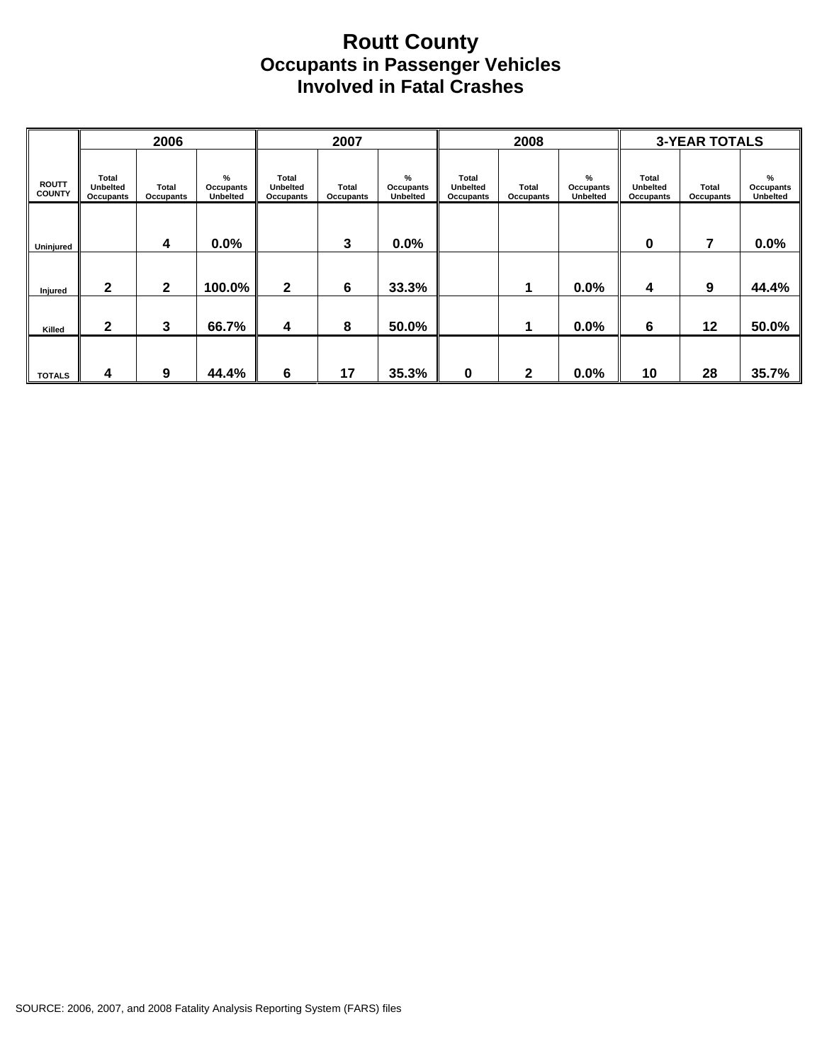# Routt County
## Occupants in Passenger Vehicles
## Involved in Fatal Crashes

| ROUTT COUNTY | 2006 | | | 2007 | | | 2008 | | | 3-YEAR TOTALS | | |
|---|---|---|---|---|---|---|---|---|---|---|---|---|
| | Total Unbelted Occupants | Total Occupants | % Occupants Unbelted | Total Unbelted Occupants | Total Occupants | % Occupants Unbelted | Total Unbelted Occupants | Total Occupants | % Occupants Unbelted | Total Unbelted Occupants | Total Occupants | % Occupants Unbelted |
| Uninjured | | 4 | 0.0% | | 3 | 0.0% | | | | 0 | 7 | 0.0% |
| Injured | 2 | 2 | 100.0% | 2 | 6 | 33.3% | | 1 | 0.0% | 4 | 9 | 44.4% |
| Killed | 2 | 3 | 66.7% | 4 | 8 | 50.0% | | 1 | 0.0% | 6 | 12 | 50.0% |
| TOTALS | 4 | 9 | 44.4% | 6 | 17 | 35.3% | 0 | 2 | 0.0% | 10 | 28 | 35.7% |

SOURCE: 2006, 2007, and 2008 Fatality Analysis Reporting System (FARS) files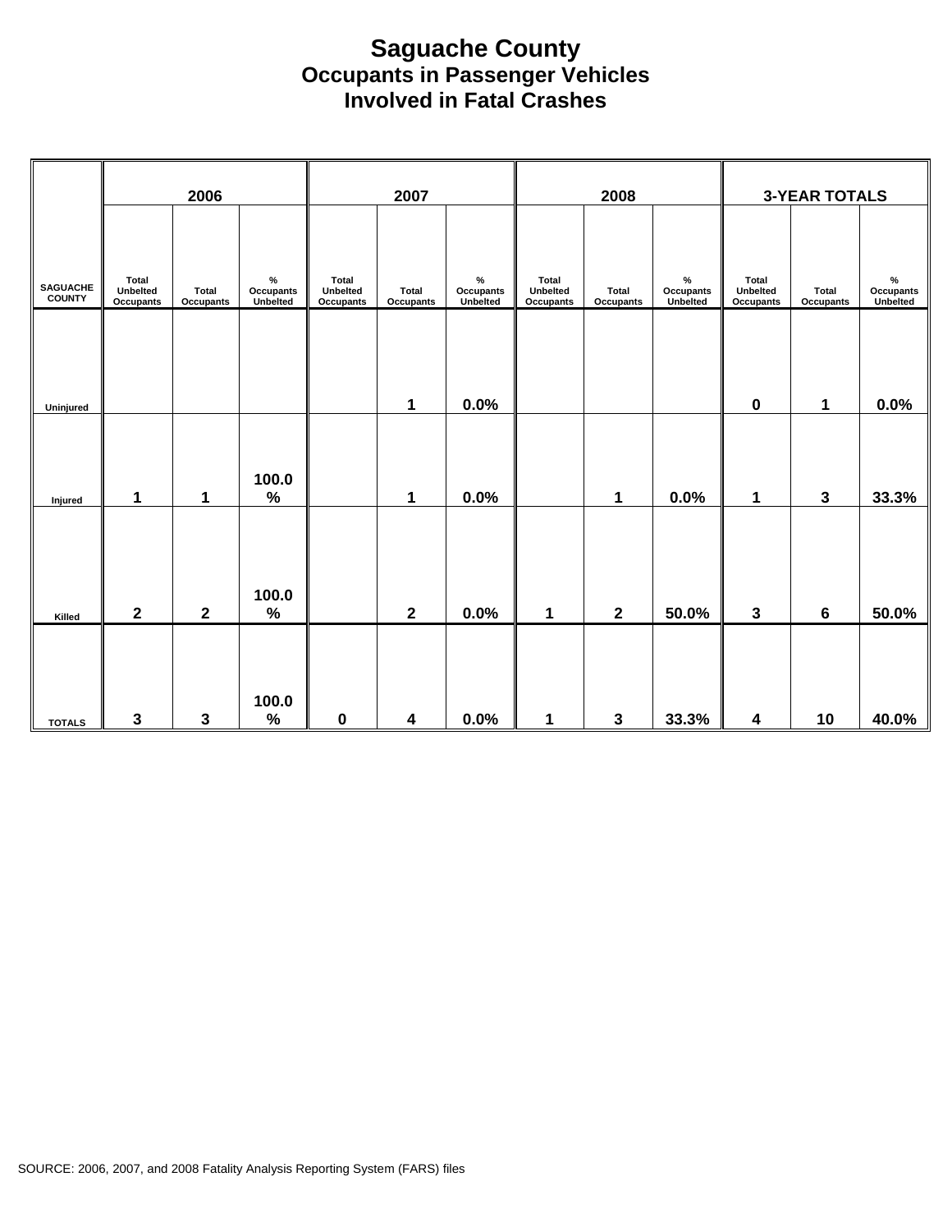# Saguache County
## Occupants in Passenger Vehicles Involved in Fatal Crashes

| SAGUACHE COUNTY | 2006 | | | 2007 | | | 2008 | | | 3-YEAR TOTALS | | |
|---|---|---|---|---|---|---|---|---|---|---|---|---|
| | Total Unbelted Occupants | Total Occupants | % Occupants Unbelted | Total Unbelted Occupants | Total Occupants | % Occupants Unbelted | Total Unbelted Occupants | Total Occupants | % Occupants Unbelted | Total Unbelted Occupants | Total Occupants | % Occupants Unbelted |
| Uninjured | | | | | 1 | 0.0% | | | | 0 | 1 | 0.0% |
| Injured | 1 | 1 | 100.0 % | | 1 | 0.0% | | 1 | 0.0% | 1 | 3 | 33.3% |
| Killed | 2 | 2 | 100.0 % | | 2 | 0.0% | 1 | 2 | 50.0% | 3 | 6 | 50.0% |
| TOTALS | 3 | 3 | 100.0 % | 0 | 4 | 0.0% | 1 | 3 | 33.3% | 4 | 10 | 40.0% |

SOURCE: 2006, 2007, and 2008 Fatality Analysis Reporting System (FARS) files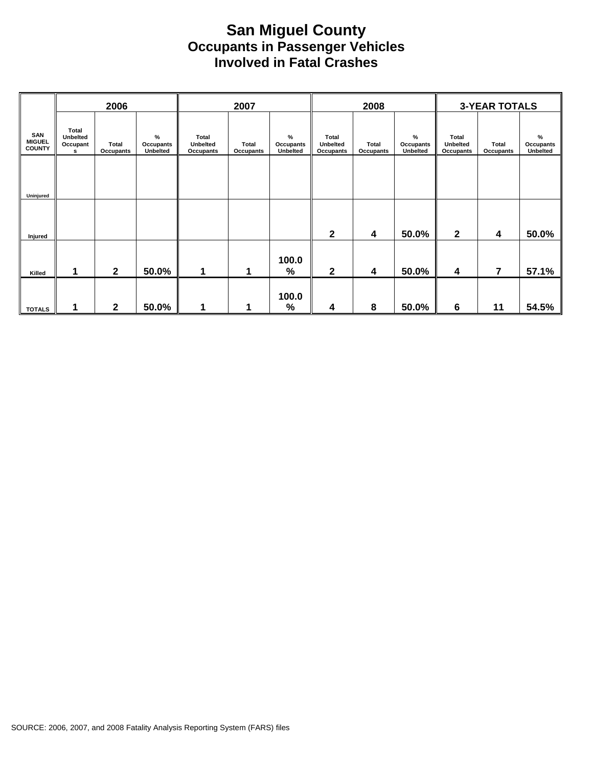# San Miguel County
## Occupants in Passenger Vehicles
## Involved in Fatal Crashes

| SAN MIGUEL COUNTY | 2006 | | | 2007 | | | 2008 | | | 3-YEAR TOTALS | | |
|---|---|---|---|---|---|---|---|---|---|---|---|---|
| | Total Unbelted Occupants | Total Occupants | % Occupants Unbelted | Total Unbelted Occupants | Total Occupants | % Occupants Unbelted | Total Unbelted Occupants | Total Occupants | % Occupants Unbelted | Total Unbelted Occupants | Total Occupants | % Occupants Unbelted |
| Uninjured | | | | | | | | | | | | |
| Injured | | | | | | | 2 | 4 | 50.0% | 2 | 4 | 50.0% |
| Killed | 1 | 2 | 50.0% | 1 | 1 | 100.0% | 2 | 4 | 50.0% | 4 | 7 | 57.1% |
| TOTALS | 1 | 2 | 50.0% | 1 | 1 | 100.0% | 4 | 8 | 50.0% | 6 | 11 | 54.5% |

SOURCE: 2006, 2007, and 2008 Fatality Analysis Reporting System (FARS) files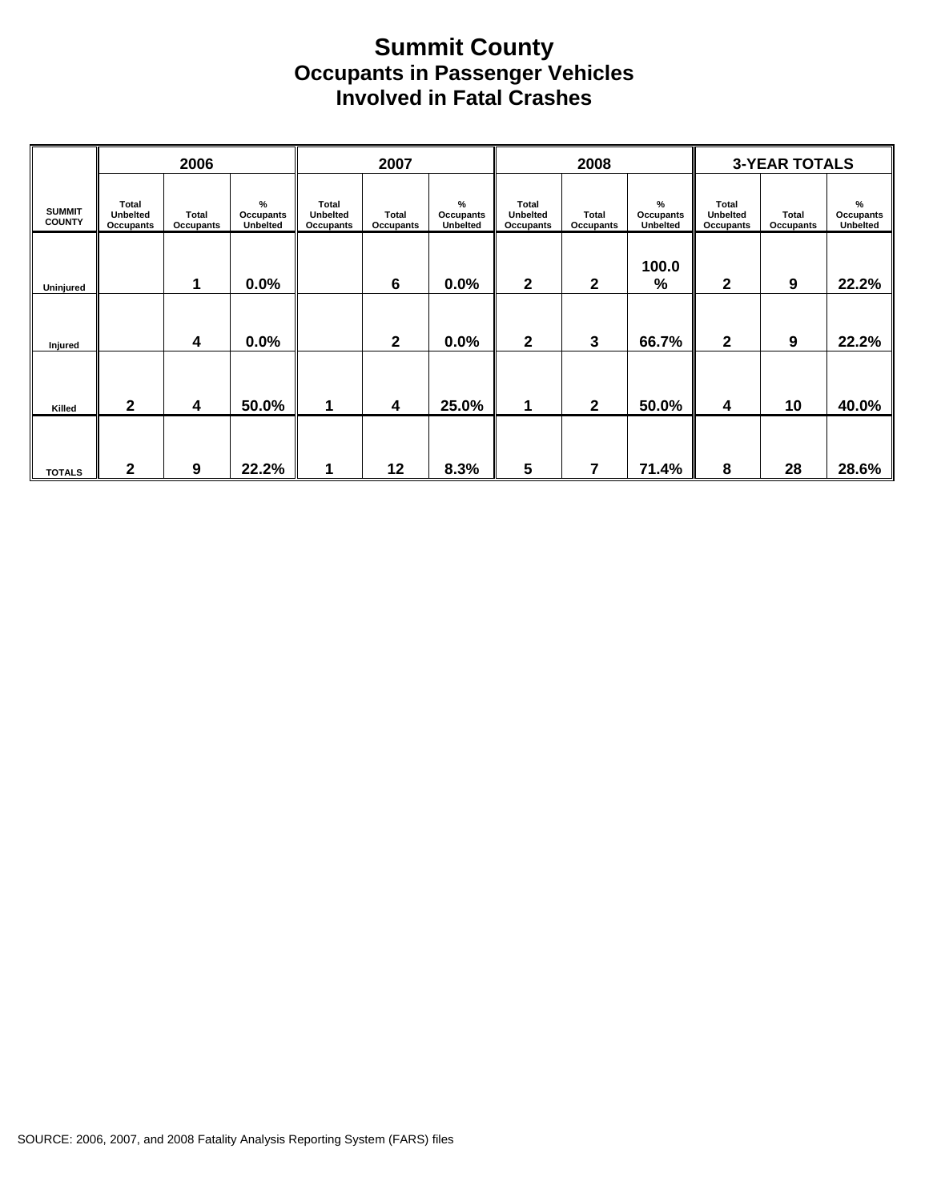# Summit County
## Occupants in Passenger Vehicles
## Involved in Fatal Crashes

| SUMMIT COUNTY | 2006 | | | 2007 | | | 2008 | | | 3-YEAR TOTALS | | |
|---|---|---|---|---|---|---|---|---|---|---|---|---|
| | Total Unbelted Occupants | Total Occupants | % Occupants Unbelted | Total Unbelted Occupants | Total Occupants | % Occupants Unbelted | Total Unbelted Occupants | Total Occupants | % Occupants Unbelted | Total Unbelted Occupants | Total Occupants | % Occupants Unbelted |
| Uninjured | | 1 | 0.0% | | 6 | 0.0% | 2 | 2 | 100.0% | 2 | 9 | 22.2% |
| Injured | | 4 | 0.0% | | 2 | 0.0% | 2 | 3 | 66.7% | 2 | 9 | 22.2% |
| Killed | 2 | 4 | 50.0% | 1 | 4 | 25.0% | 1 | 2 | 50.0% | 4 | 10 | 40.0% |
| TOTALS | 2 | 9 | 22.2% | 1 | 12 | 8.3% | 5 | 7 | 71.4% | 8 | 28 | 28.6% |

SOURCE: 2006, 2007, and 2008 Fatality Analysis Reporting System (FARS) files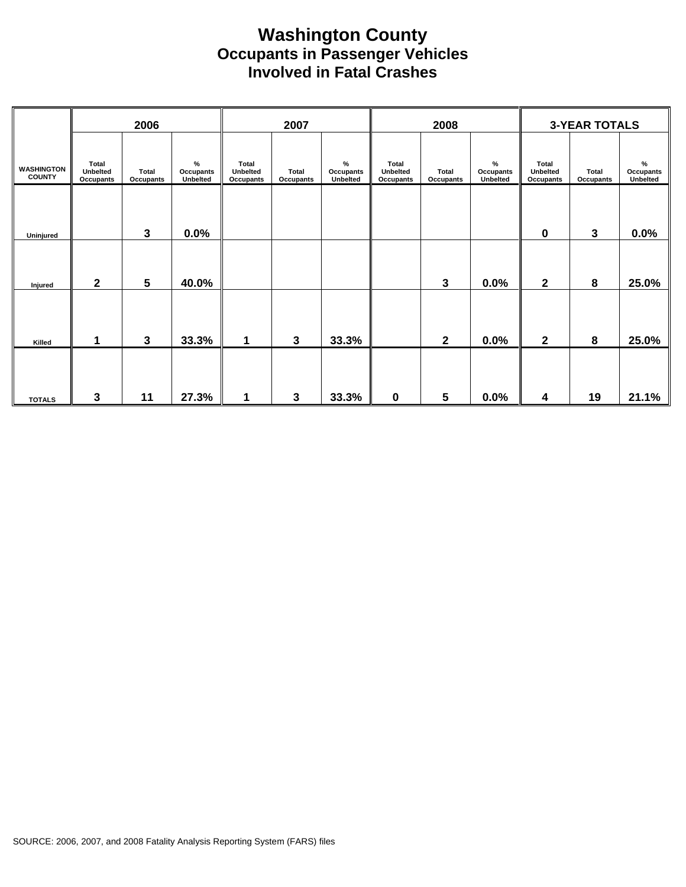# Washington County
## Occupants in Passenger Vehicles
## Involved in Fatal Crashes

| WASHINGTON COUNTY | 2006 | | | 2007 | | | 2008 | | | 3-YEAR TOTALS | | |
|---|---|---|---|---|---|---|---|---|---|---|---|---|
| | Total Unbelted Occupants | Total Occupants | % Occupants Unbelted | Total Unbelted Occupants | Total Occupants | % Occupants Unbelted | Total Unbelted Occupants | Total Occupants | % Occupants Unbelted | Total Unbelted Occupants | Total Occupants | % Occupants Unbelted |
| Uninjured | | 3 | 0.0% | | | | | | | 0 | 3 | 0.0% |
| Injured | 2 | 5 | 40.0% | | | | | 3 | 0.0% | 2 | 8 | 25.0% |
| Killed | 1 | 3 | 33.3% | 1 | 3 | 33.3% | | 2 | 0.0% | 2 | 8 | 25.0% |
| TOTALS | 3 | 11 | 27.3% | 1 | 3 | 33.3% | 0 | 5 | 0.0% | 4 | 19 | 21.1% |

SOURCE: 2006, 2007, and 2008 Fatality Analysis Reporting System (FARS) files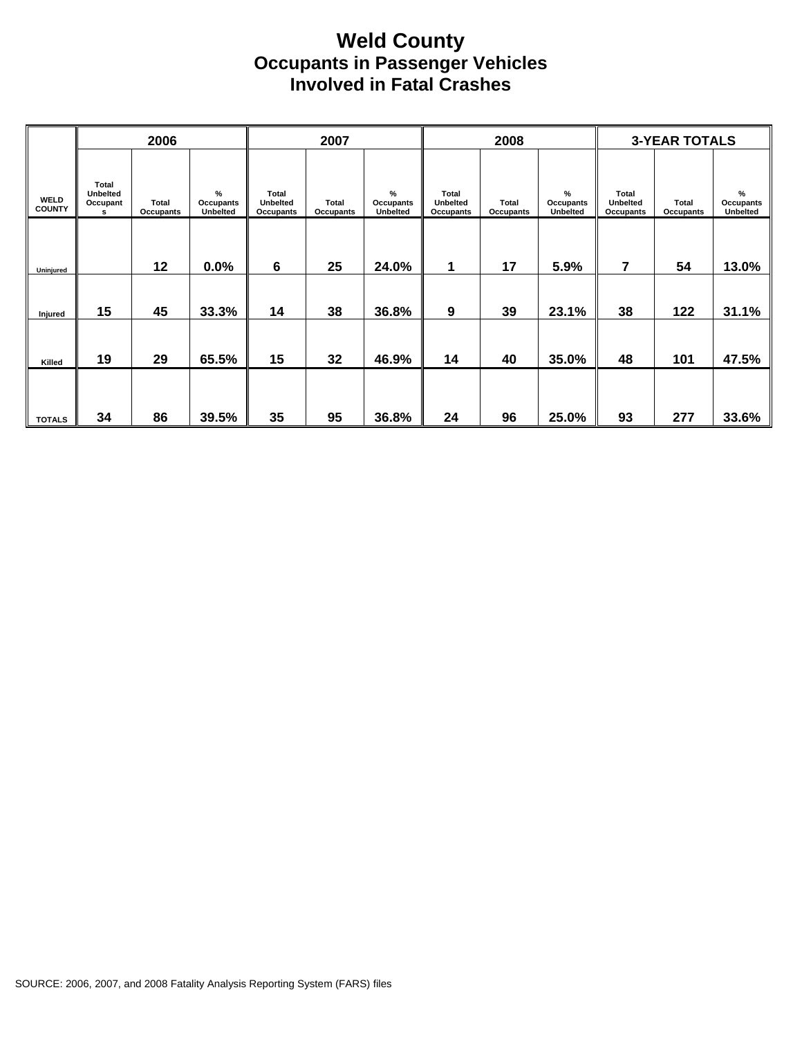# Weld County
## Occupants in Passenger Vehicles
## Involved in Fatal Crashes

| WELD COUNTY | 2006 | | | 2007 | | | 2008 | | | 3-YEAR TOTALS | | |
|---|---|---|---|---|---|---|---|---|---|---|---|---|
| | Total Unbelted Occupants | Total Occupants | % Occupants Unbelted | Total Unbelted Occupants | Total Occupants | % Occupants Unbelted | Total Unbelted Occupants | Total Occupants | % Occupants Unbelted | Total Unbelted Occupants | Total Occupants | % Occupants Unbelted |
| Uninjured | | 12 | 0.0% | 6 | 25 | 24.0% | 1 | 17 | 5.9% | 7 | 54 | 13.0% |
| Injured | 15 | 45 | 33.3% | 14 | 38 | 36.8% | 9 | 39 | 23.1% | 38 | 122 | 31.1% |
| Killed | 19 | 29 | 65.5% | 15 | 32 | 46.9% | 14 | 40 | 35.0% | 48 | 101 | 47.5% |
| TOTALS | 34 | 86 | 39.5% | 35 | 95 | 36.8% | 24 | 96 | 25.0% | 93 | 277 | 33.6% |

SOURCE: 2006, 2007, and 2008 Fatality Analysis Reporting System (FARS) files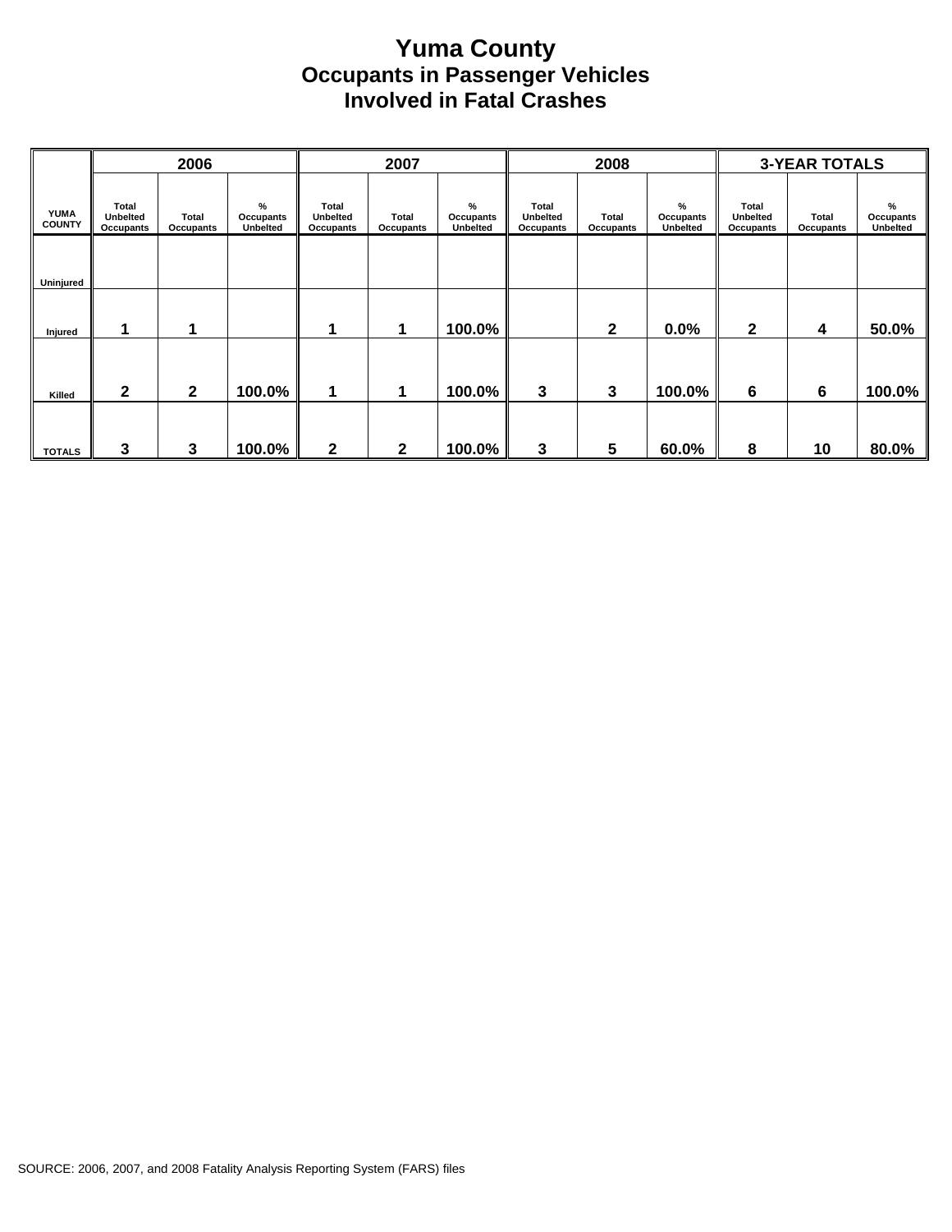# Yuma County
## Occupants in Passenger Vehicles
## Involved in Fatal Crashes

| YUMA COUNTY | 2006 | | | 2007 | | | 2008 | | | 3-YEAR TOTALS | | |
|---|---|---|---|---|---|---|---|---|---|---|---|---|
| | Total Unbelted Occupants | Total Occupants | % Occupants Unbelted | Total Unbelted Occupants | Total Occupants | % Occupants Unbelted | Total Unbelted Occupants | Total Occupants | % Occupants Unbelted | Total Unbelted Occupants | Total Occupants | % Occupants Unbelted |
| Uninjured | | | | | | | | | | | | |
| Injured | 1 | 1 | | 1 | 1 | 100.0% | | 2 | 0.0% | 2 | 4 | 50.0% |
| Killed | 2 | 2 | 100.0% | 1 | 1 | 100.0% | 3 | 3 | 100.0% | 6 | 6 | 100.0% |
| TOTALS | 3 | 3 | 100.0% | 2 | 2 | 100.0% | 3 | 5 | 60.0% | 8 | 10 | 80.0% |

SOURCE: 2006, 2007, and 2008 Fatality Analysis Reporting System (FARS) files